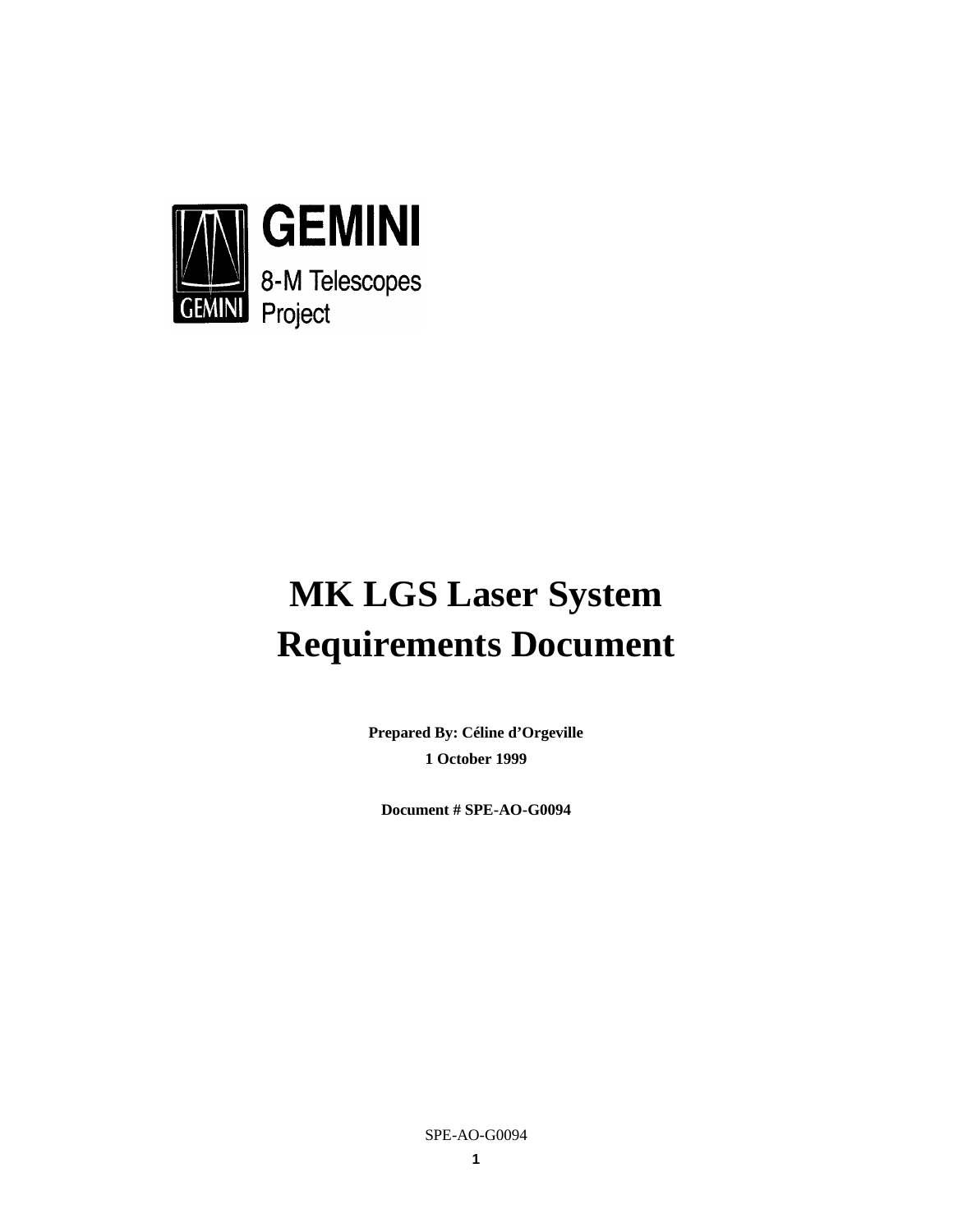GEMINI

8-M Telescopes
Project

# MK LGS Laser System Requirements Document

**Prepared By: Céline d'Orgeville**

**1 October 1999**

**Document # SPE-AO-G0094**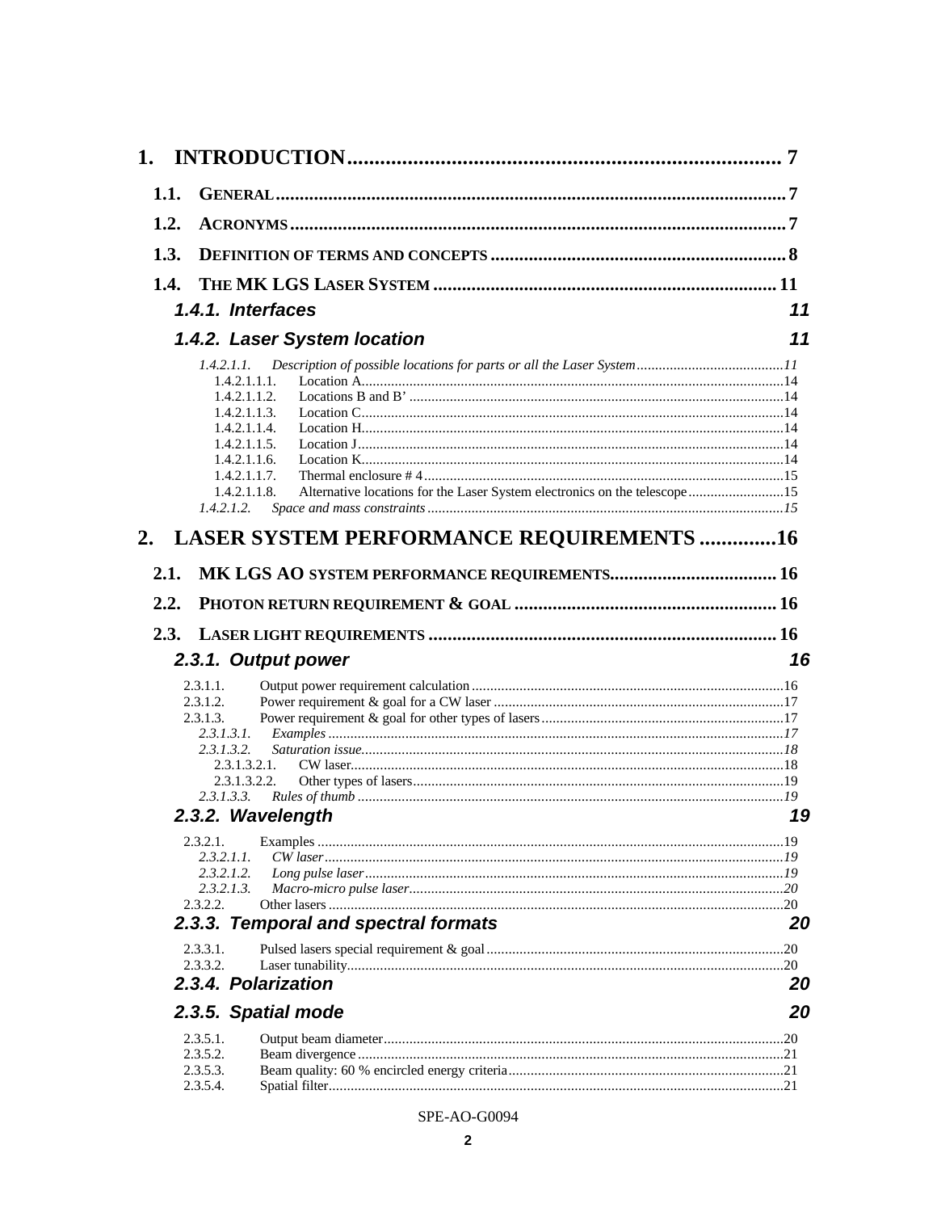1. INTRODUCTION ........ 7

- 1.1. GENERAL ........ 7
- 1.2. ACRONYMS ........ 7
- 1.3. DEFINITION OF TERMS AND CONCEPTS ........ 8
- 1.4. THE MK LGS LASER SYSTEM ........ 11
  - 1.4.1. Interfaces ........ 11
  - 1.4.2. Laser System location ........ 11
    - *1.4.2.1.1. Description of possible locations for parts or all the Laser System ........ 11*
      - 1.4.2.1.1.1. Location A ........ 14
      - 1.4.2.1.1.2. Locations B and B' ........ 14
      - 1.4.2.1.1.3. Location C ........ 14
      - 1.4.2.1.1.4. Location H ........ 14
      - 1.4.2.1.1.5. Location J ........ 14
      - 1.4.2.1.1.6. Location K ........ 14
      - 1.4.2.1.1.7. Thermal enclosure # 4 ........ 15
      - 1.4.2.1.1.8. Alternative locations for the Laser System electronics on the telescope ........ 15
    - *1.4.2.1.2. Space and mass constraints ........ 15*

2. LASER SYSTEM PERFORMANCE REQUIREMENTS ........ 16

- 2.1. MK LGS AO SYSTEM PERFORMANCE REQUIREMENTS ........ 16
- 2.2. PHOTON RETURN REQUIREMENT & GOAL ........ 16
- 2.3. LASER LIGHT REQUIREMENTS ........ 16
  - 2.3.1. Output power ........ 16
    - 2.3.1.1. Output power requirement calculation ........ 16
    - 2.3.1.2. Power requirement & goal for a CW laser ........ 17
    - 2.3.1.3. Power requirement & goal for other types of lasers ........ 17
      - *2.3.1.3.1. Examples ........ 17*
      - *2.3.1.3.2. Saturation issue ........ 18*
        - 2.3.1.3.2.1. CW laser ........ 18
        - 2.3.1.3.2.2. Other types of lasers ........ 19
      - *2.3.1.3.3. Rules of thumb ........ 19*
  - 2.3.2. Wavelength ........ 19
    - 2.3.2.1. Examples ........ 19
      - *2.3.2.1.1. CW laser ........ 19*
      - *2.3.2.1.2. Long pulse laser ........ 19*
      - *2.3.2.1.3. Macro-micro pulse laser ........ 20*
    - 2.3.2.2. Other lasers ........ 20
  - 2.3.3. Temporal and spectral formats ........ 20
    - 2.3.3.1. Pulsed lasers special requirement & goal ........ 20
    - 2.3.3.2. Laser tunability ........ 20
  - 2.3.4. Polarization ........ 20
  - 2.3.5. Spatial mode ........ 20
    - 2.3.5.1. Output beam diameter ........ 20
    - 2.3.5.2. Beam divergence ........ 21
    - 2.3.5.3. Beam quality: 60 % encircled energy criteria ........ 21
    - 2.3.5.4. Spatial filter ........ 21

SPE-AO-G0094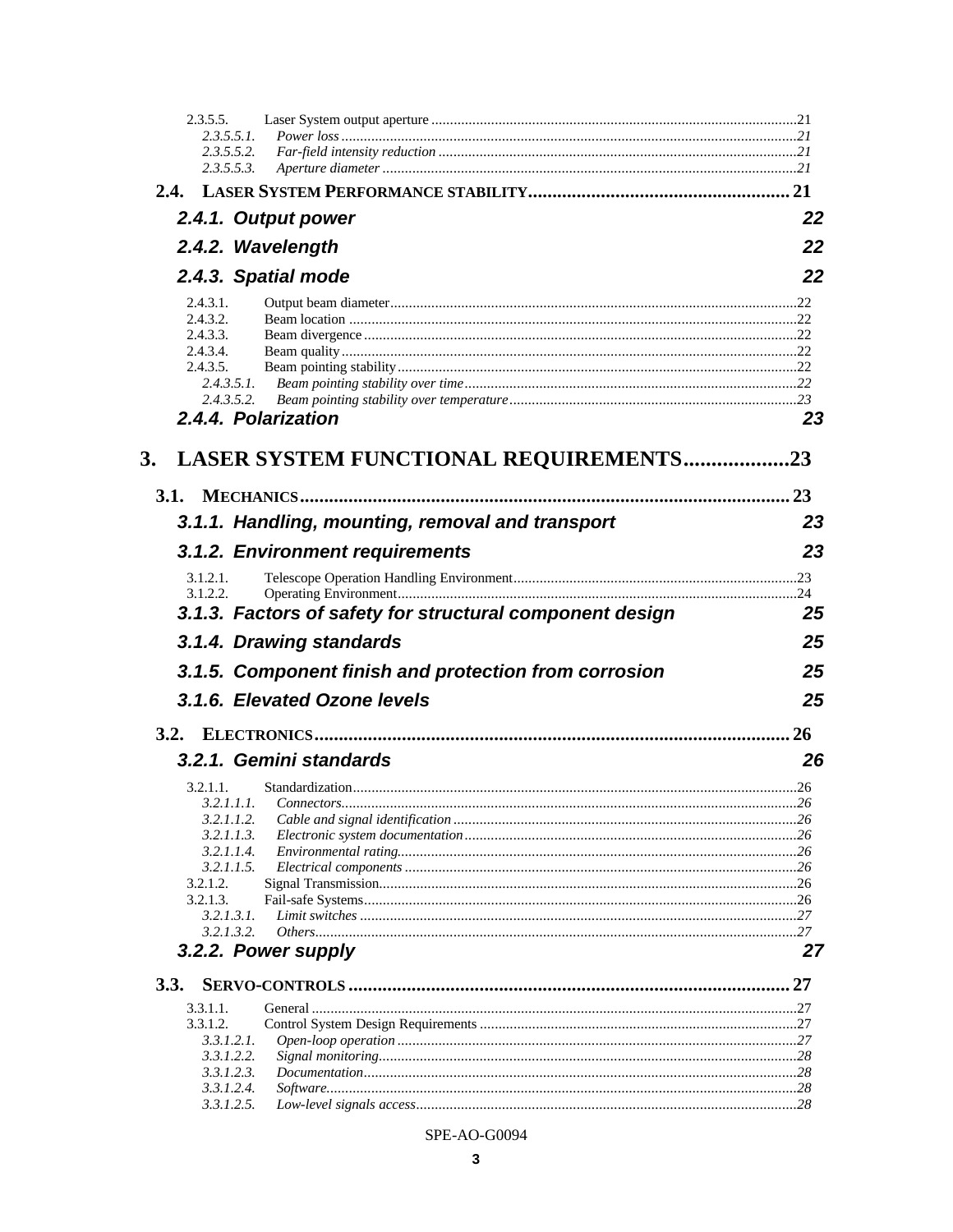2.3.5.5. Laser System output aperture ....................................................................................................21

*2.3.5.5.1. Power loss ...................................................................................................................21*

*2.3.5.5.2. Far-field intensity reduction ..........................................................................................21*

*2.3.5.5.3. Aperture diameter ........................................................................................................21*

**2.4. LASER SYSTEM PERFORMANCE STABILITY ..................................................... 21**

***2.4.1. Output power 22***

***2.4.2. Wavelength 22***

***2.4.3. Spatial mode 22***

2.4.3.1. Output beam diameter.............................................................................................................22

2.4.3.2. Beam location .........................................................................................................................22

2.4.3.3. Beam divergence ....................................................................................................................22

2.4.3.4. Beam quality ..........................................................................................................................22

2.4.3.5. Beam pointing stability...........................................................................................................22

*2.4.3.5.1. Beam pointing stability over time..................................................................................22*

*2.4.3.5.2. Beam pointing stability over temperature......................................................................23*

***2.4.4. Polarization 23***

**3. LASER SYSTEM FUNCTIONAL REQUIREMENTS..................23**

**3.1. MECHANICS ................................................................................................ 23**

***3.1.1. Handling, mounting, removal and transport 23***

***3.1.2. Environment requirements 23***

3.1.2.1. Telescope Operation Handling Environment...........................................................................23

3.1.2.2. Operating Environment...........................................................................................................24

***3.1.3. Factors of safety for structural component design 25***

***3.1.4. Drawing standards 25***

***3.1.5. Component finish and protection from corrosion 25***

***3.1.6. Elevated Ozone levels 25***

**3.2. ELECTRONICS ............................................................................................. 26**

***3.2.1. Gemini standards 26***

3.2.1.1. Standardization.......................................................................................................................26

*3.2.1.1.1. Connectors.....................................................................................................................26*

*3.2.1.1.2. Cable and signal identification ......................................................................................26*

*3.2.1.1.3. Electronic system documentation...................................................................................26*

*3.2.1.1.4. Environmental rating.....................................................................................................26*

*3.2.1.1.5. Electrical components ...................................................................................................26*

3.2.1.2. Signal Transmission................................................................................................................26

3.2.1.3. Fail-safe Systems....................................................................................................................26

*3.2.1.3.1. Limit switches ...............................................................................................................27*

*3.2.1.3.2. Others............................................................................................................................27*

***3.2.2. Power supply 27***

**3.3. SERVO-CONTROLS ....................................................................................... 27**

3.3.1.1. General ..................................................................................................................................27

3.3.1.2. Control System Design Requirements ....................................................................................27

*3.3.1.2.1. Open-loop operation ......................................................................................................27*

*3.3.1.2.2. Signal monitoring..........................................................................................................28*

*3.3.1.2.3. Documentation..............................................................................................................28*

*3.3.1.2.4. Software.........................................................................................................................28*

*3.3.1.2.5. Low-level signals access................................................................................................28*

SPE-AO-G0094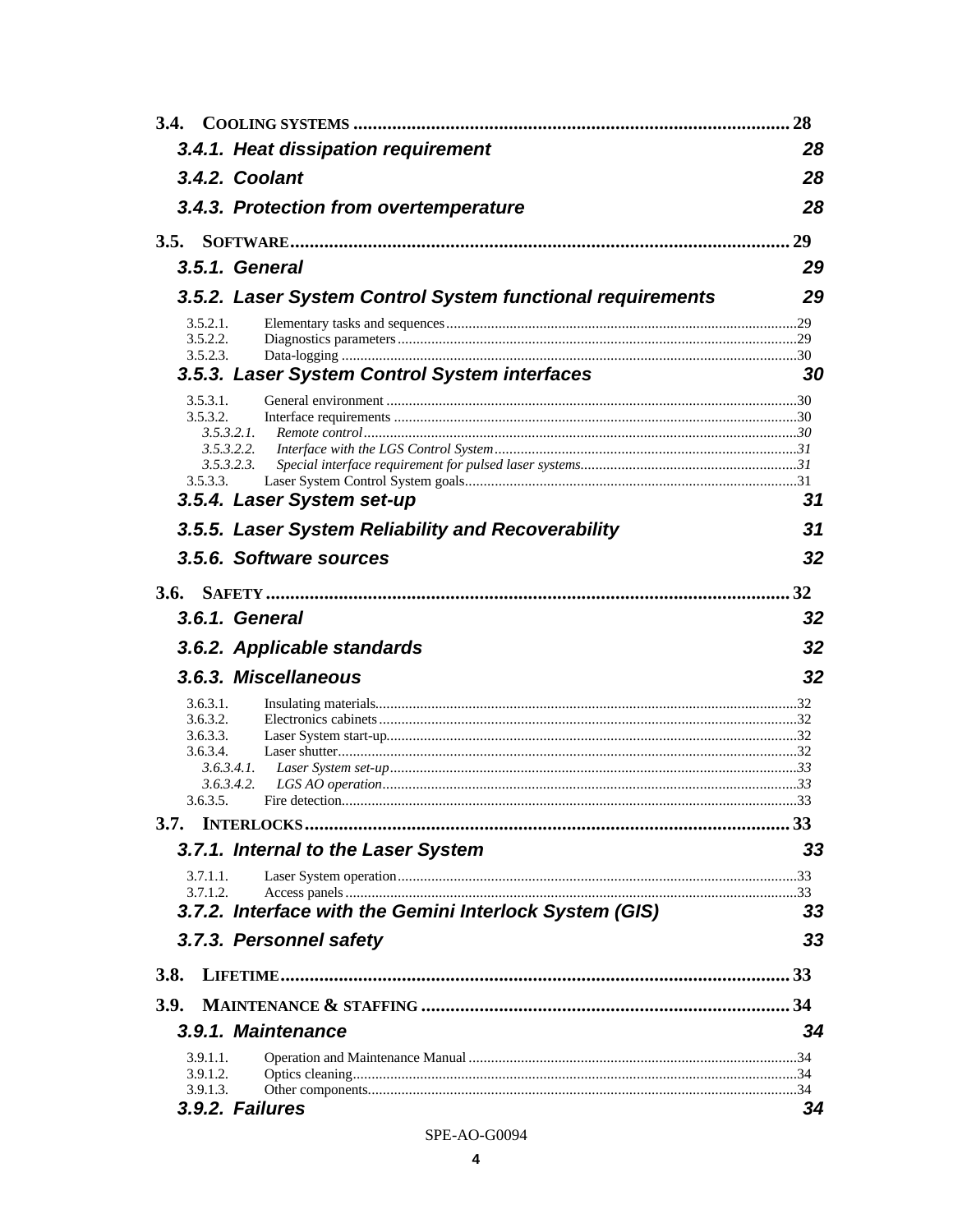**3.4. COOLING SYSTEMS** ........................................................................................ 28

*3.4.1. Heat dissipation requirement* 28

*3.4.2. Coolant* 28

*3.4.3. Protection from overtemperature* 28

**3.5. SOFTWARE** ..................................................................................................... 29

*3.5.1. General* 29

*3.5.2. Laser System Control System functional requirements* 29

3.5.2.1. Elementary tasks and sequences .............................................................................................29
3.5.2.2. Diagnostics parameters ..........................................................................................................29
3.5.2.3. Data-logging .........................................................................................................................30

*3.5.3. Laser System Control System interfaces* 30

3.5.3.1. General environment .............................................................................................................30
3.5.3.2. Interface requirements ...........................................................................................................30
*3.5.3.2.1. Remote control* ...................................................................................................................30
*3.5.3.2.2. Interface with the LGS Control System* ................................................................................31
*3.5.3.2.3. Special interface requirement for pulsed laser systems* ..........................................................31
3.5.3.3. Laser System Control System goals........................................................................................31

*3.5.4. Laser System set-up* 31

*3.5.5. Laser System Reliability and Recoverability* 31

*3.5.6. Software sources* 32

**3.6. SAFETY** ........................................................................................................... 32

*3.6.1. General* 32

*3.6.2. Applicable standards* 32

*3.6.3. Miscellaneous* 32

3.6.3.1. Insulating materials................................................................................................................32
3.6.3.2. Electronics cabinets ...............................................................................................................32
3.6.3.3. Laser System start-up.............................................................................................................32
3.6.3.4. Laser shutter..........................................................................................................................32
*3.6.3.4.1. Laser System set-up* ............................................................................................................33
*3.6.3.4.2. LGS AO operation* ..............................................................................................................33
3.6.3.5. Fire detection.........................................................................................................................33

**3.7. INTERLOCKS** ................................................................................................... 33

*3.7.1. Internal to the Laser System* 33

3.7.1.1. Laser System operation..........................................................................................................33
3.7.1.2. Access panels ........................................................................................................................33

*3.7.2. Interface with the Gemini Interlock System (GIS)* 33

*3.7.3. Personnel safety* 33

**3.8. LIFETIME** ........................................................................................................ 33

**3.9. MAINTENANCE & STAFFING** ........................................................................... 34

*3.9.1. Maintenance* 34

3.9.1.1. Operation and Maintenance Manual .......................................................................................34
3.9.1.2. Optics cleaning......................................................................................................................34
3.9.1.3. Other components.................................................................................................................34

*3.9.2. Failures* 34

SPE-AO-G0094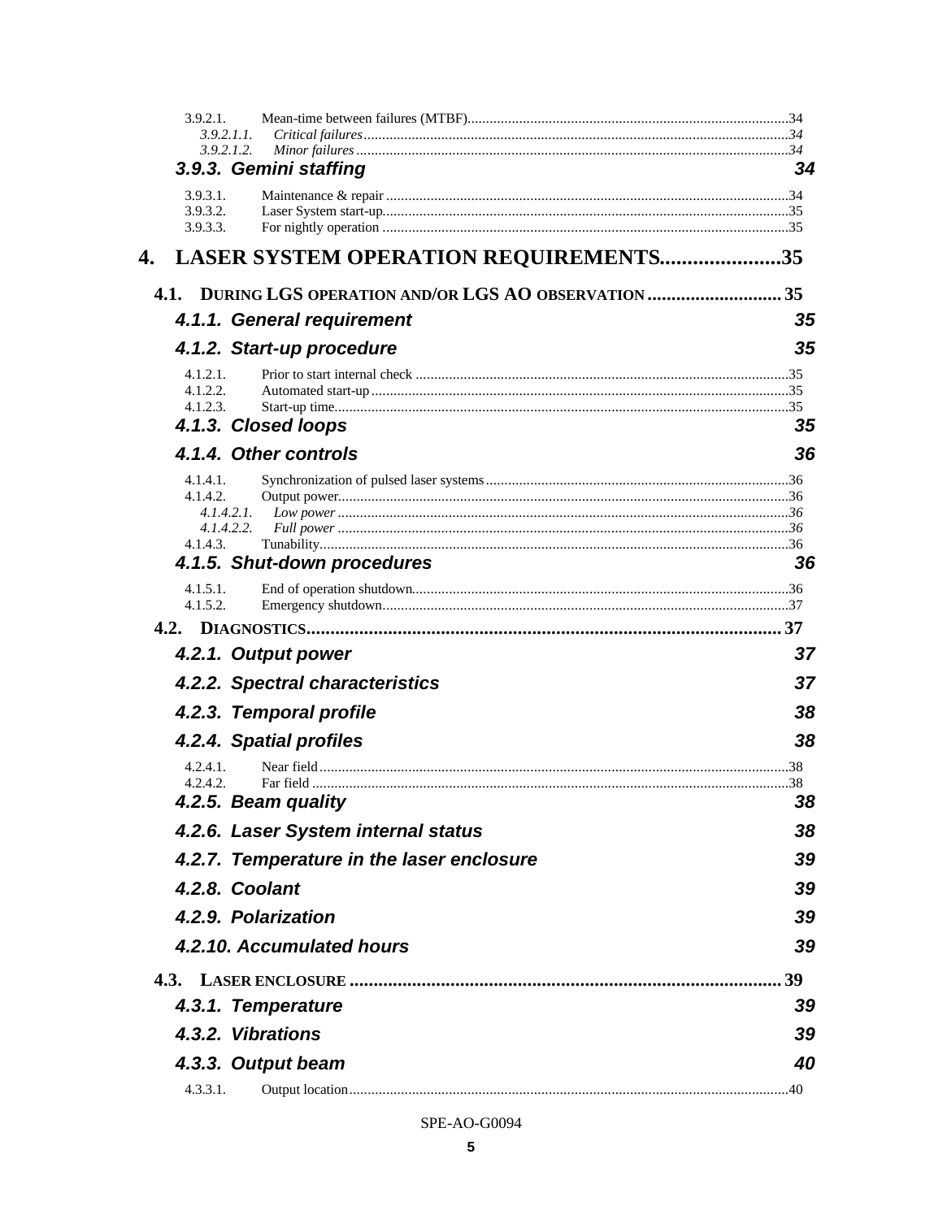3.9.2.1. Mean-time between failures (MTBF) ....34

*3.9.2.1.1. Critical failures ....34*

*3.9.2.1.2. Minor failures ....34*

***3.9.3. Gemini staffing 34***

3.9.3.1. Maintenance & repair ....34

3.9.3.2. Laser System start-up ....35

3.9.3.3. For nightly operation ....35

**4. LASER SYSTEM OPERATION REQUIREMENTS ....35**

**4.1. DURING LGS OPERATION AND/OR LGS AO OBSERVATION ....35**

***4.1.1. General requirement 35***

***4.1.2. Start-up procedure 35***

4.1.2.1. Prior to start internal check ....35

4.1.2.2. Automated start-up ....35

4.1.2.3. Start-up time ....35

***4.1.3. Closed loops 35***

***4.1.4. Other controls 36***

4.1.4.1. Synchronization of pulsed laser systems ....36

4.1.4.2. Output power ....36

*4.1.4.2.1. Low power ....36*

*4.1.4.2.2. Full power ....36*

4.1.4.3. Tunability ....36

***4.1.5. Shut-down procedures 36***

4.1.5.1. End of operation shutdown ....36

4.1.5.2. Emergency shutdown ....37

**4.2. DIAGNOSTICS ....37**

***4.2.1. Output power 37***

***4.2.2. Spectral characteristics 37***

***4.2.3. Temporal profile 38***

***4.2.4. Spatial profiles 38***

4.2.4.1. Near field ....38

4.2.4.2. Far field ....38

***4.2.5. Beam quality 38***

***4.2.6. Laser System internal status 38***

***4.2.7. Temperature in the laser enclosure 39***

***4.2.8. Coolant 39***

***4.2.9. Polarization 39***

***4.2.10. Accumulated hours 39***

**4.3. LASER ENCLOSURE ....39**

***4.3.1. Temperature 39***

***4.3.2. Vibrations 39***

***4.3.3. Output beam 40***

4.3.3.1. Output location ....40

SPE-AO-G0094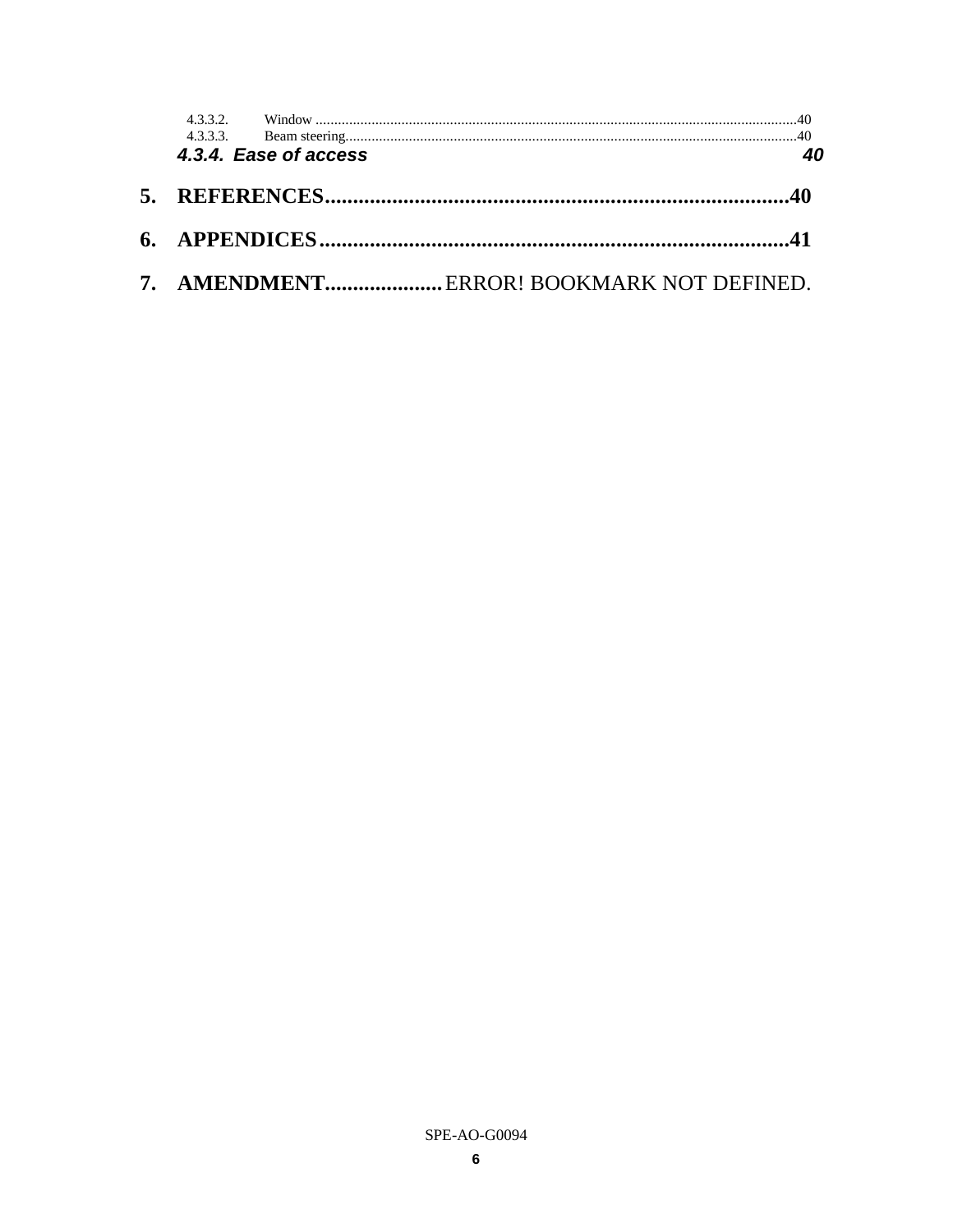4.3.3.2. Window ........................................................................................................................................40
4.3.3.3. Beam steering...............................................................................................................................40
*4.3.4. Ease of access* 40

**5. REFERENCES..................................................................................40**

**6. APPENDICES...................................................................................41**

**7. AMENDMENT.....................** ERROR! BOOKMARK NOT DEFINED.

SPE-AO-G0094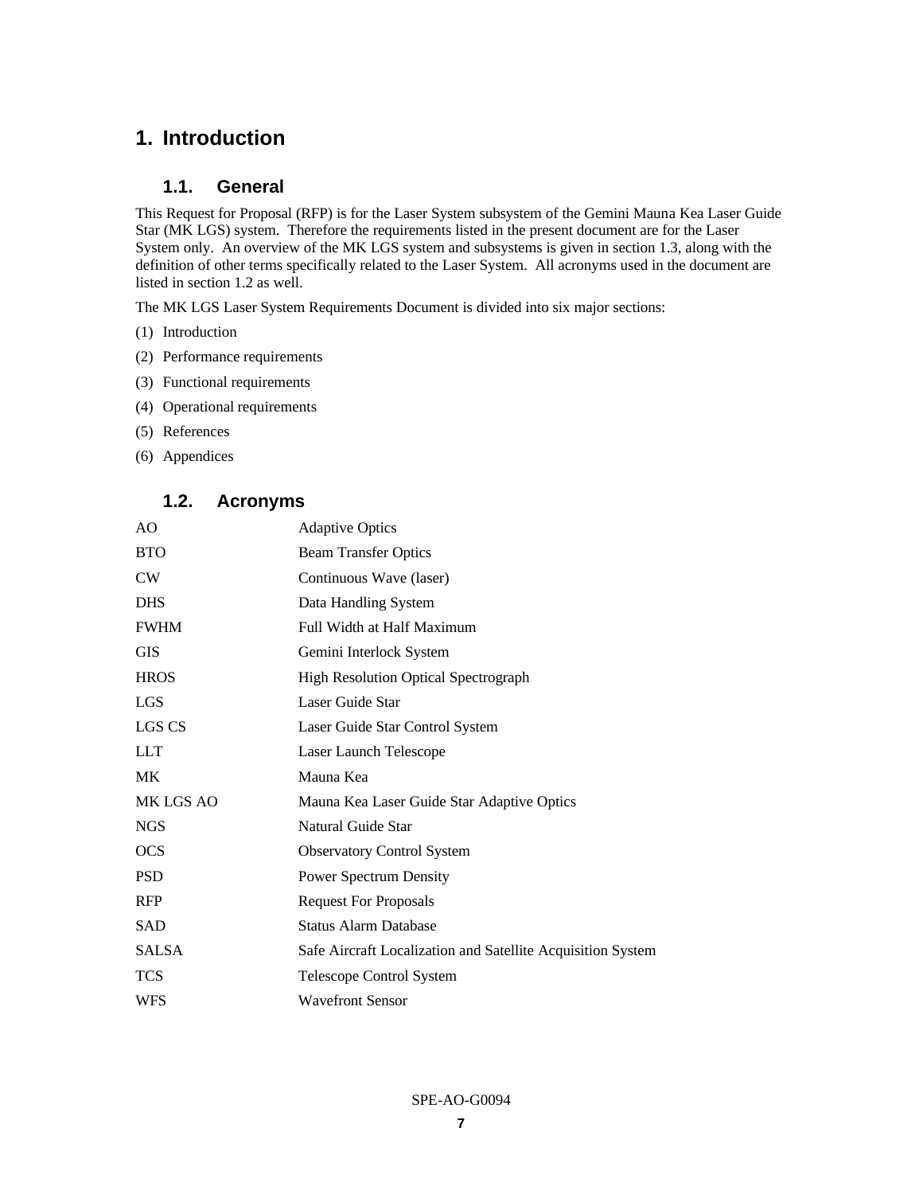# 1. Introduction

## 1.1. General

This Request for Proposal (RFP) is for the Laser System subsystem of the Gemini Mauna Kea Laser Guide Star (MK LGS) system. Therefore the requirements listed in the present document are for the Laser System only. An overview of the MK LGS system and subsystems is given in section 1.3, along with the definition of other terms specifically related to the Laser System. All acronyms used in the document are listed in section 1.2 as well.

The MK LGS Laser System Requirements Document is divided into six major sections:

(1) Introduction

(2) Performance requirements

(3) Functional requirements

(4) Operational requirements

(5) References

(6) Appendices

## 1.2. Acronyms

| | |
|---|---|
| AO | Adaptive Optics |
| BTO | Beam Transfer Optics |
| CW | Continuous Wave (laser) |
| DHS | Data Handling System |
| FWHM | Full Width at Half Maximum |
| GIS | Gemini Interlock System |
| HROS | High Resolution Optical Spectrograph |
| LGS | Laser Guide Star |
| LGS CS | Laser Guide Star Control System |
| LLT | Laser Launch Telescope |
| MK | Mauna Kea |
| MK LGS AO | Mauna Kea Laser Guide Star Adaptive Optics |
| NGS | Natural Guide Star |
| OCS | Observatory Control System |
| PSD | Power Spectrum Density |
| RFP | Request For Proposals |
| SAD | Status Alarm Database |
| SALSA | Safe Aircraft Localization and Satellite Acquisition System |
| TCS | Telescope Control System |
| WFS | Wavefront Sensor |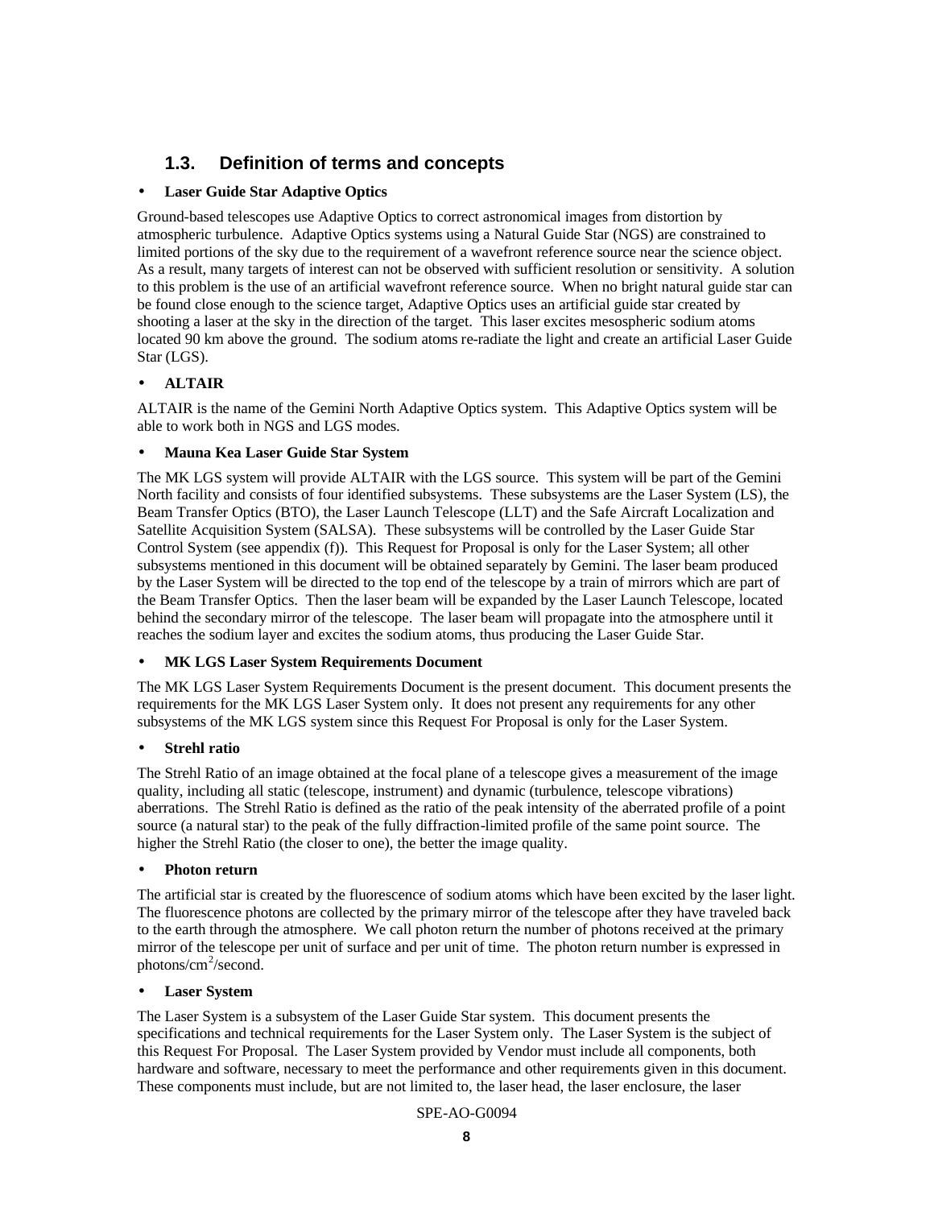## 1.3. Definition of terms and concepts

- **Laser Guide Star Adaptive Optics**

Ground-based telescopes use Adaptive Optics to correct astronomical images from distortion by atmospheric turbulence. Adaptive Optics systems using a Natural Guide Star (NGS) are constrained to limited portions of the sky due to the requirement of a wavefront reference source near the science object. As a result, many targets of interest can not be observed with sufficient resolution or sensitivity. A solution to this problem is the use of an artificial wavefront reference source. When no bright natural guide star can be found close enough to the science target, Adaptive Optics uses an artificial guide star created by shooting a laser at the sky in the direction of the target. This laser excites mesospheric sodium atoms located 90 km above the ground. The sodium atoms re-radiate the light and create an artificial Laser Guide Star (LGS).

- **ALTAIR**

ALTAIR is the name of the Gemini North Adaptive Optics system. This Adaptive Optics system will be able to work both in NGS and LGS modes.

- **Mauna Kea Laser Guide Star System**

The MK LGS system will provide ALTAIR with the LGS source. This system will be part of the Gemini North facility and consists of four identified subsystems. These subsystems are the Laser System (LS), the Beam Transfer Optics (BTO), the Laser Launch Telescope (LLT) and the Safe Aircraft Localization and Satellite Acquisition System (SALSA). These subsystems will be controlled by the Laser Guide Star Control System (see appendix (f)). This Request for Proposal is only for the Laser System; all other subsystems mentioned in this document will be obtained separately by Gemini. The laser beam produced by the Laser System will be directed to the top end of the telescope by a train of mirrors which are part of the Beam Transfer Optics. Then the laser beam will be expanded by the Laser Launch Telescope, located behind the secondary mirror of the telescope. The laser beam will propagate into the atmosphere until it reaches the sodium layer and excites the sodium atoms, thus producing the Laser Guide Star.

- **MK LGS Laser System Requirements Document**

The MK LGS Laser System Requirements Document is the present document. This document presents the requirements for the MK LGS Laser System only. It does not present any requirements for any other subsystems of the MK LGS system since this Request For Proposal is only for the Laser System.

- **Strehl ratio**

The Strehl Ratio of an image obtained at the focal plane of a telescope gives a measurement of the image quality, including all static (telescope, instrument) and dynamic (turbulence, telescope vibrations) aberrations. The Strehl Ratio is defined as the ratio of the peak intensity of the aberrated profile of a point source (a natural star) to the peak of the fully diffraction-limited profile of the same point source. The higher the Strehl Ratio (the closer to one), the better the image quality.

- **Photon return**

The artificial star is created by the fluorescence of sodium atoms which have been excited by the laser light. The fluorescence photons are collected by the primary mirror of the telescope after they have traveled back to the earth through the atmosphere. We call photon return the number of photons received at the primary mirror of the telescope per unit of surface and per unit of time. The photon return number is expressed in photons/$cm^2$/second.

- **Laser System**

The Laser System is a subsystem of the Laser Guide Star system. This document presents the specifications and technical requirements for the Laser System only. The Laser System is the subject of this Request For Proposal. The Laser System provided by Vendor must include all components, both hardware and software, necessary to meet the performance and other requirements given in this document. These components must include, but are not limited to, the laser head, the laser enclosure, the laser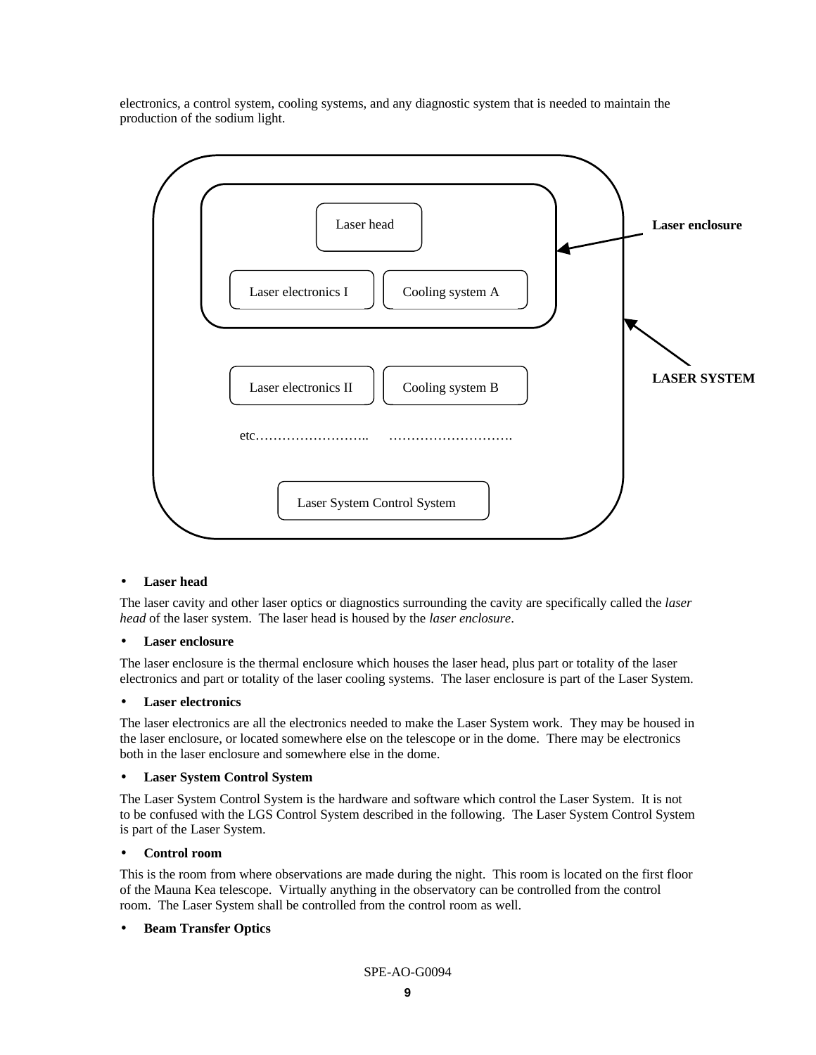electronics, a control system, cooling systems, and any diagnostic system that is needed to maintain the production of the sodium light.

Laser head

Laser electronics I

Cooling system A

Laser enclosure

Laser electronics II

Cooling system B

LASER SYSTEM

etc…………………….. ……………………….

Laser System Control System

- **Laser head**

The laser cavity and other laser optics or diagnostics surrounding the cavity are specifically called the *laser head* of the laser system. The laser head is housed by the *laser enclosure*.

- **Laser enclosure**

The laser enclosure is the thermal enclosure which houses the laser head, plus part or totality of the laser electronics and part or totality of the laser cooling systems. The laser enclosure is part of the Laser System.

- **Laser electronics**

The laser electronics are all the electronics needed to make the Laser System work. They may be housed in the laser enclosure, or located somewhere else on the telescope or in the dome. There may be electronics both in the laser enclosure and somewhere else in the dome.

- **Laser System Control System**

The Laser System Control System is the hardware and software which control the Laser System. It is not to be confused with the LGS Control System described in the following. The Laser System Control System is part of the Laser System.

- **Control room**

This is the room from where observations are made during the night. This room is located on the first floor of the Mauna Kea telescope. Virtually anything in the observatory can be controlled from the control room. The Laser System shall be controlled from the control room as well.

- **Beam Transfer Optics**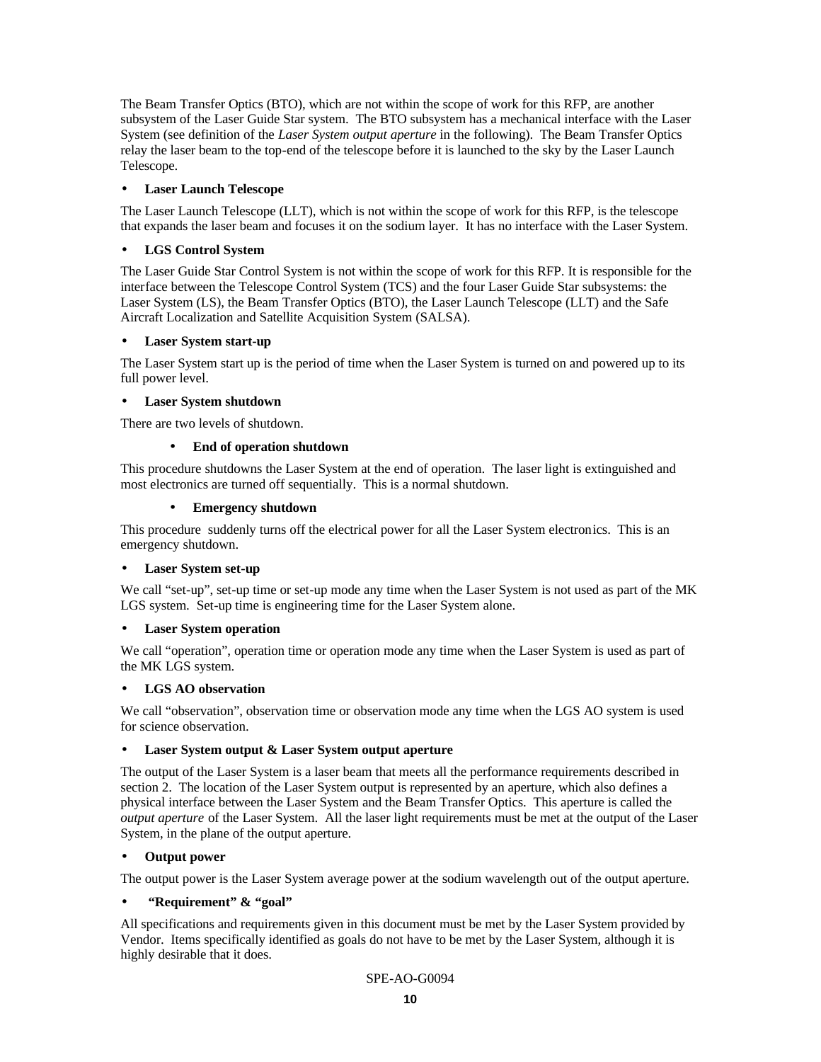The Beam Transfer Optics (BTO), which are not within the scope of work for this RFP, are another subsystem of the Laser Guide Star system. The BTO subsystem has a mechanical interface with the Laser System (see definition of the *Laser System output aperture* in the following). The Beam Transfer Optics relay the laser beam to the top-end of the telescope before it is launched to the sky by the Laser Launch Telescope.

- **Laser Launch Telescope**

The Laser Launch Telescope (LLT), which is not within the scope of work for this RFP, is the telescope that expands the laser beam and focuses it on the sodium layer. It has no interface with the Laser System.

- **LGS Control System**

The Laser Guide Star Control System is not within the scope of work for this RFP. It is responsible for the interface between the Telescope Control System (TCS) and the four Laser Guide Star subsystems: the Laser System (LS), the Beam Transfer Optics (BTO), the Laser Launch Telescope (LLT) and the Safe Aircraft Localization and Satellite Acquisition System (SALSA).

- **Laser System start-up**

The Laser System start up is the period of time when the Laser System is turned on and powered up to its full power level.

- **Laser System shutdown**

There are two levels of shutdown.

  - **End of operation shutdown**

This procedure shutdowns the Laser System at the end of operation. The laser light is extinguished and most electronics are turned off sequentially. This is a normal shutdown.

  - **Emergency shutdown**

This procedure suddenly turns off the electrical power for all the Laser System electronics. This is an emergency shutdown.

- **Laser System set-up**

We call "set-up", set-up time or set-up mode any time when the Laser System is not used as part of the MK LGS system. Set-up time is engineering time for the Laser System alone.

- **Laser System operation**

We call "operation", operation time or operation mode any time when the Laser System is used as part of the MK LGS system.

- **LGS AO observation**

We call "observation", observation time or observation mode any time when the LGS AO system is used for science observation.

- **Laser System output & Laser System output aperture**

The output of the Laser System is a laser beam that meets all the performance requirements described in section 2. The location of the Laser System output is represented by an aperture, which also defines a physical interface between the Laser System and the Beam Transfer Optics. This aperture is called the *output aperture* of the Laser System. All the laser light requirements must be met at the output of the Laser System, in the plane of the output aperture.

- **Output power**

The output power is the Laser System average power at the sodium wavelength out of the output aperture.

- **"Requirement" & "goal"**

All specifications and requirements given in this document must be met by the Laser System provided by Vendor. Items specifically identified as goals do not have to be met by the Laser System, although it is highly desirable that it does.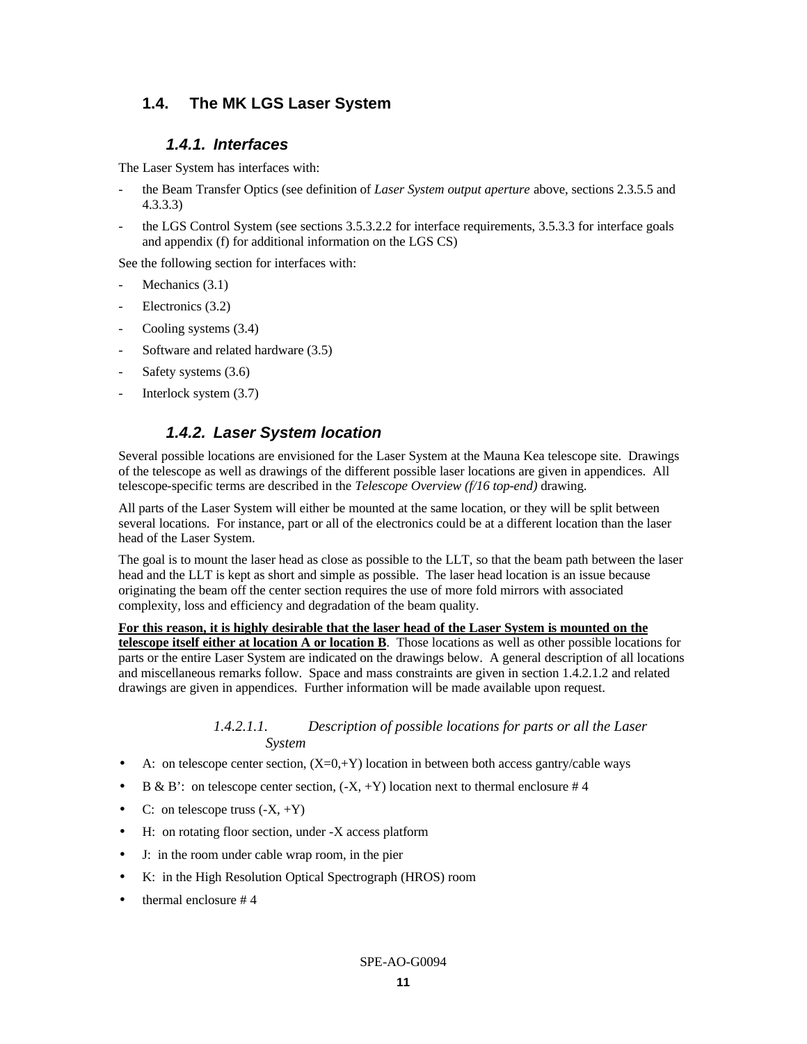## 1.4. The MK LGS Laser System

### 1.4.1. Interfaces

The Laser System has interfaces with:

- the Beam Transfer Optics (see definition of *Laser System output aperture* above, sections 2.3.5.5 and 4.3.3.3)
- the LGS Control System (see sections 3.5.3.2.2 for interface requirements, 3.5.3.3 for interface goals and appendix (f) for additional information on the LGS CS)

See the following section for interfaces with:

- Mechanics (3.1)
- Electronics (3.2)
- Cooling systems (3.4)
- Software and related hardware (3.5)
- Safety systems (3.6)
- Interlock system (3.7)

### 1.4.2. Laser System location

Several possible locations are envisioned for the Laser System at the Mauna Kea telescope site. Drawings of the telescope as well as drawings of the different possible laser locations are given in appendices. All telescope-specific terms are described in the *Telescope Overview (f/16 top-end)* drawing.

All parts of the Laser System will either be mounted at the same location, or they will be split between several locations. For instance, part or all of the electronics could be at a different location than the laser head of the Laser System.

The goal is to mount the laser head as close as possible to the LLT, so that the beam path between the laser head and the LLT is kept as short and simple as possible. The laser head location is an issue because originating the beam off the center section requires the use of more fold mirrors with associated complexity, loss and efficiency and degradation of the beam quality.

**<u>For this reason, it is highly desirable that the laser head of the Laser System is mounted on the telescope itself either at location A or location B</u>**. Those locations as well as other possible locations for parts or the entire Laser System are indicated on the drawings below. A general description of all locations and miscellaneous remarks follow. Space and mass constraints are given in section 1.4.2.1.2 and related drawings are given in appendices. Further information will be made available upon request.

##### *1.4.2.1.1. Description of possible locations for parts or all the Laser System*

- A: on telescope center section, (X=0,+Y) location in between both access gantry/cable ways
- B & B': on telescope center section, (-X, +Y) location next to thermal enclosure # 4
- C: on telescope truss (-X, +Y)
- H: on rotating floor section, under -X access platform
- J: in the room under cable wrap room, in the pier
- K: in the High Resolution Optical Spectrograph (HROS) room
- thermal enclosure # 4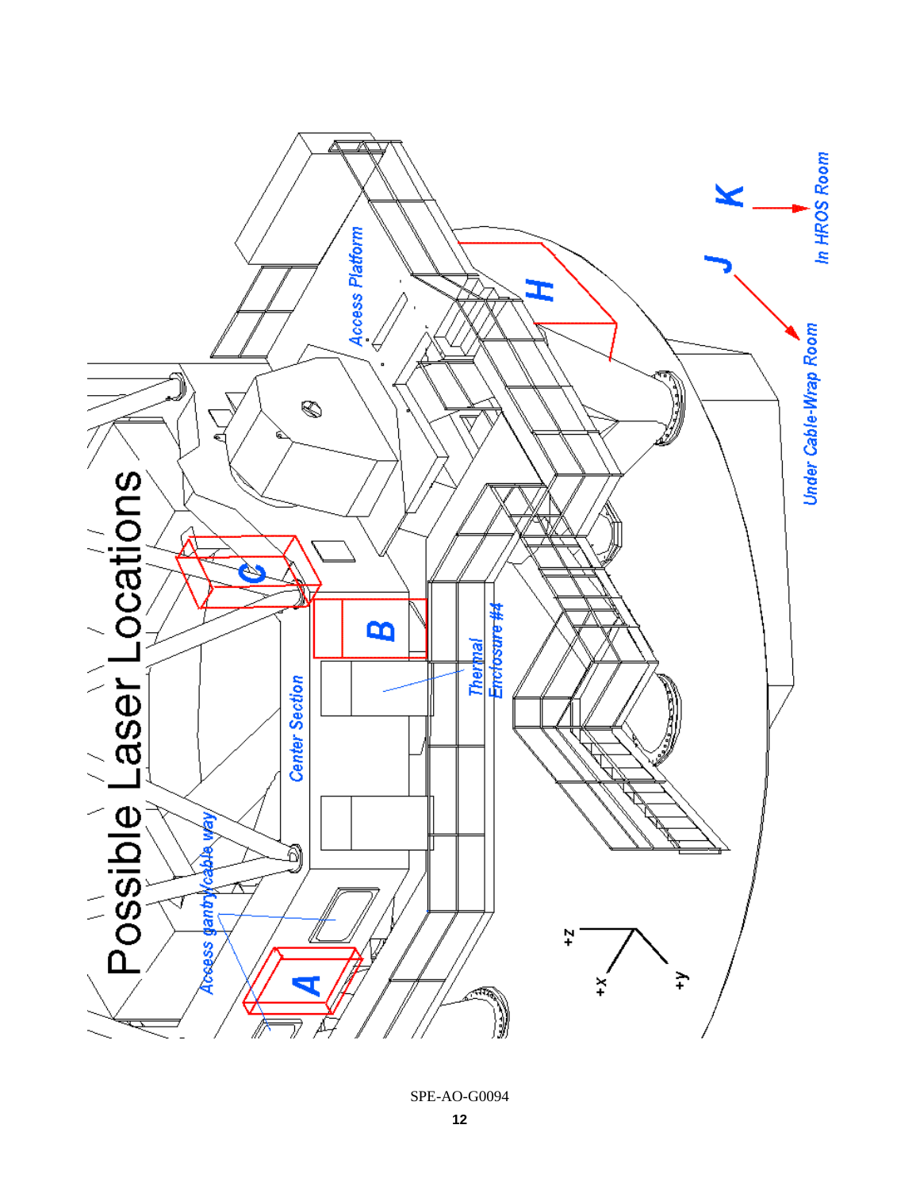# Possible Laser Locations

Access Platform

H

K

J

In HROS Room

Under Cable-Wrap Room

C

B

Center Section

Thermal Enclosure #4

Access gantry/cable way

A

+z

+x

+y

SPE-AO-G0094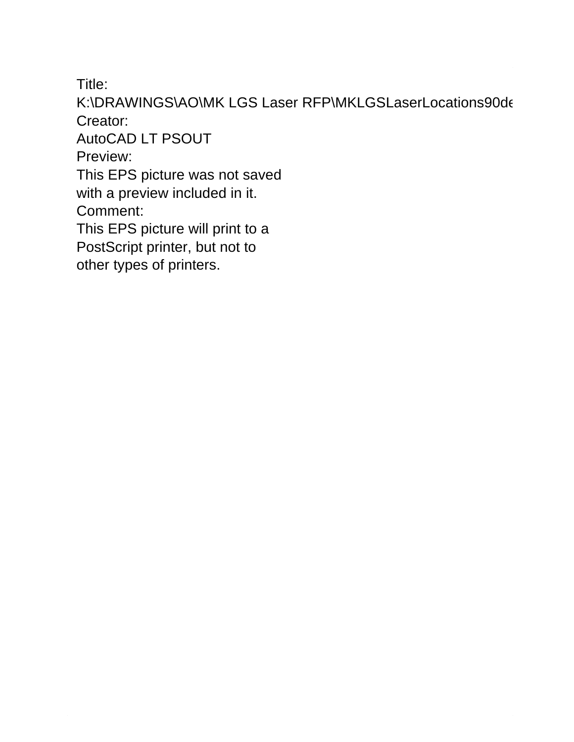Title:
K:\DRAWINGS\AO\MK LGS Laser RFP\MKLGSLaserLocations90de
Creator:
AutoCAD LT PSOUT
Preview:
This EPS picture was not saved
with a preview included in it.
Comment:
This EPS picture will print to a
PostScript printer, but not to
other types of printers.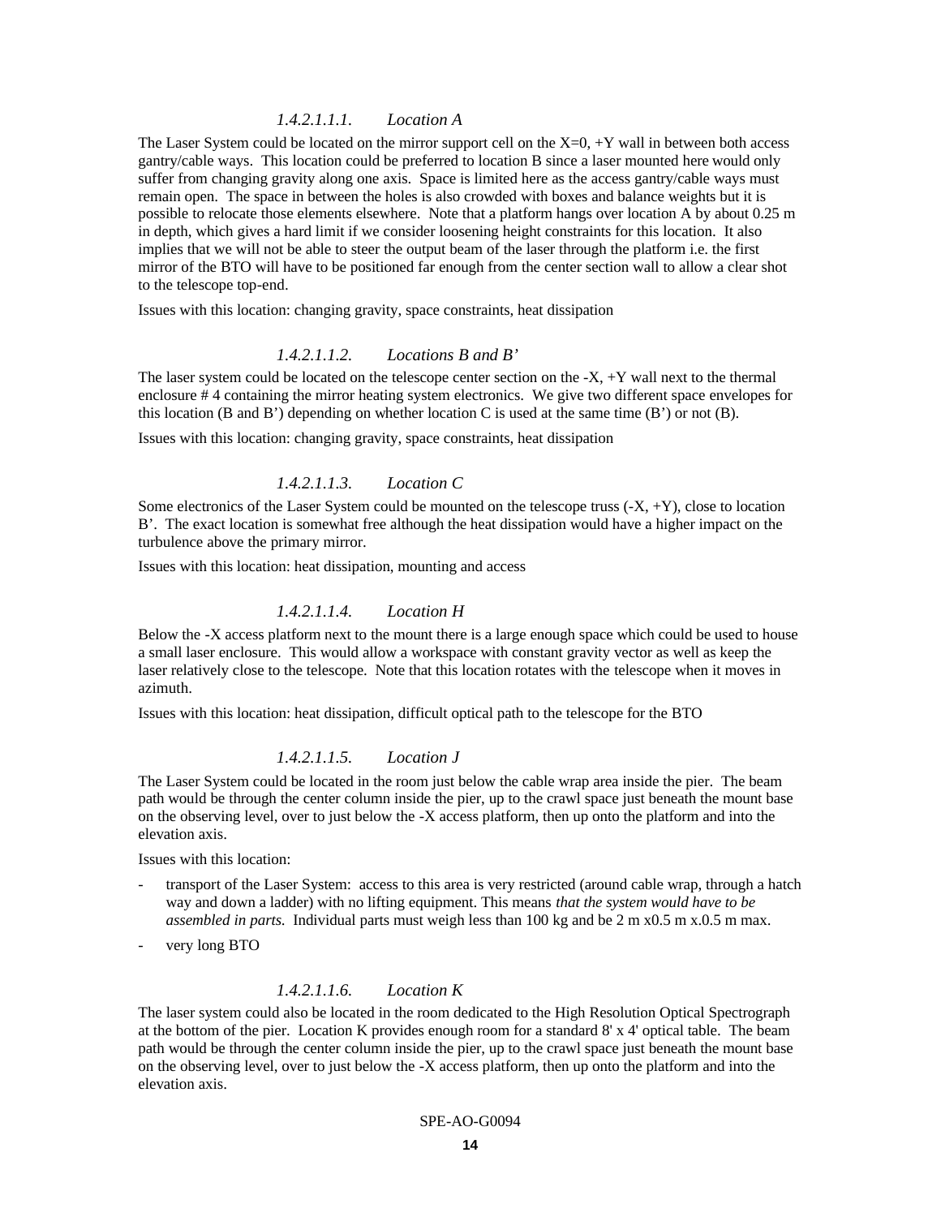##### *1.4.2.1.1.1. Location A*

The Laser System could be located on the mirror support cell on the X=0, +Y wall in between both access gantry/cable ways. This location could be preferred to location B since a laser mounted here would only suffer from changing gravity along one axis. Space is limited here as the access gantry/cable ways must remain open. The space in between the holes is also crowded with boxes and balance weights but it is possible to relocate those elements elsewhere. Note that a platform hangs over location A by about 0.25 m in depth, which gives a hard limit if we consider loosening height constraints for this location. It also implies that we will not be able to steer the output beam of the laser through the platform i.e. the first mirror of the BTO will have to be positioned far enough from the center section wall to allow a clear shot to the telescope top-end.

Issues with this location: changing gravity, space constraints, heat dissipation

##### *1.4.2.1.1.2. Locations B and B'*

The laser system could be located on the telescope center section on the -X, +Y wall next to the thermal enclosure # 4 containing the mirror heating system electronics. We give two different space envelopes for this location (B and B') depending on whether location C is used at the same time (B') or not (B).

Issues with this location: changing gravity, space constraints, heat dissipation

##### *1.4.2.1.1.3. Location C*

Some electronics of the Laser System could be mounted on the telescope truss (-X, +Y), close to location B'. The exact location is somewhat free although the heat dissipation would have a higher impact on the turbulence above the primary mirror.

Issues with this location: heat dissipation, mounting and access

##### *1.4.2.1.1.4. Location H*

Below the -X access platform next to the mount there is a large enough space which could be used to house a small laser enclosure. This would allow a workspace with constant gravity vector as well as keep the laser relatively close to the telescope. Note that this location rotates with the telescope when it moves in azimuth.

Issues with this location: heat dissipation, difficult optical path to the telescope for the BTO

##### *1.4.2.1.1.5. Location J*

The Laser System could be located in the room just below the cable wrap area inside the pier. The beam path would be through the center column inside the pier, up to the crawl space just beneath the mount base on the observing level, over to just below the -X access platform, then up onto the platform and into the elevation axis.

Issues with this location:

- transport of the Laser System: access to this area is very restricted (around cable wrap, through a hatch way and down a ladder) with no lifting equipment. This means *that the system would have to be assembled in parts.* Individual parts must weigh less than 100 kg and be 2 m x0.5 m x.0.5 m max.
- very long BTO

##### *1.4.2.1.1.6. Location K*

The laser system could also be located in the room dedicated to the High Resolution Optical Spectrograph at the bottom of the pier. Location K provides enough room for a standard 8' x 4' optical table. The beam path would be through the center column inside the pier, up to the crawl space just beneath the mount base on the observing level, over to just below the -X access platform, then up onto the platform and into the elevation axis.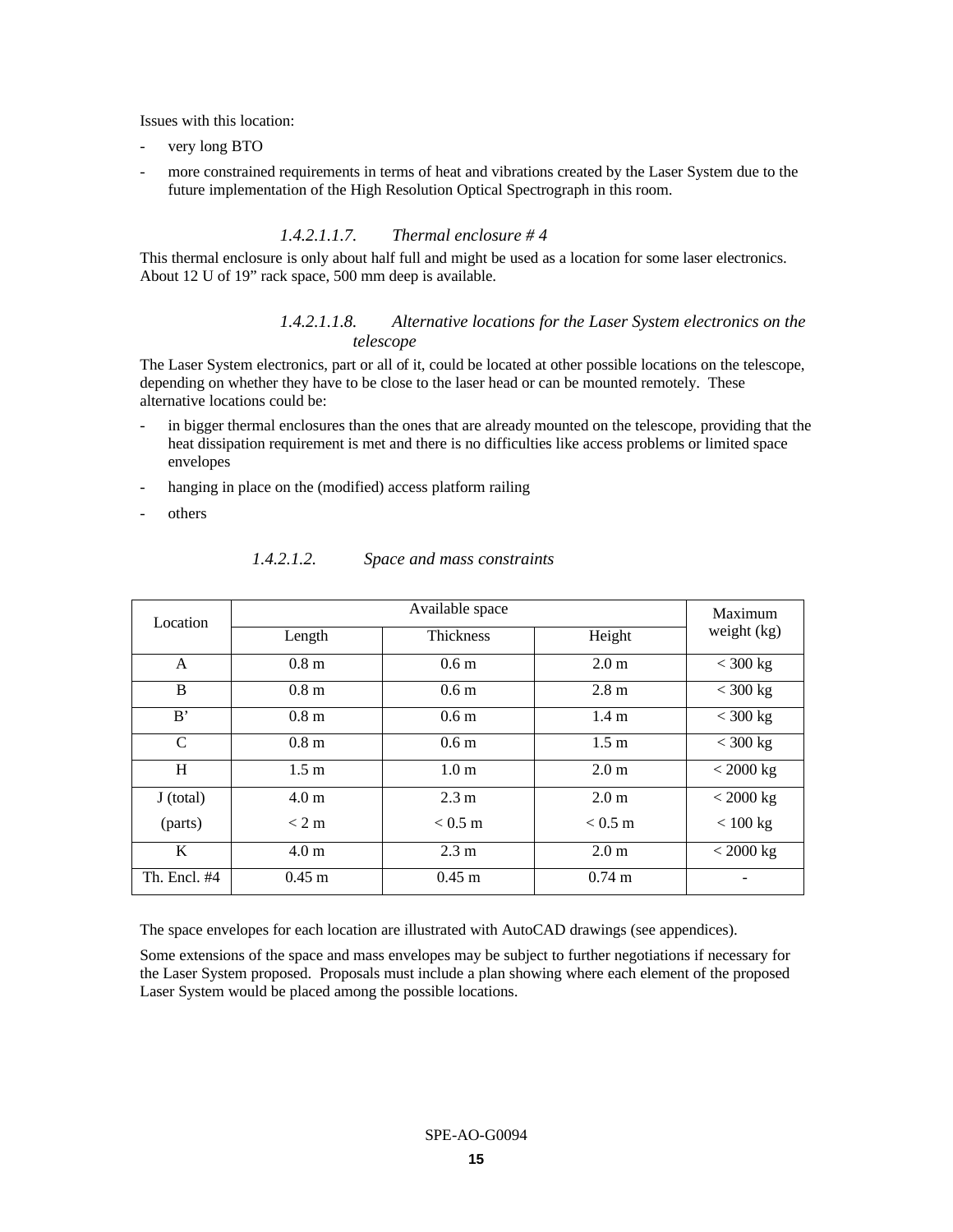Issues with this location:

- very long BTO
- more constrained requirements in terms of heat and vibrations created by the Laser System due to the future implementation of the High Resolution Optical Spectrograph in this room.

###### *1.4.2.1.1.7. Thermal enclosure # 4*

This thermal enclosure is only about half full and might be used as a location for some laser electronics. About 12 U of 19" rack space, 500 mm deep is available.

###### *1.4.2.1.1.8. Alternative locations for the Laser System electronics on the telescope*

The Laser System electronics, part or all of it, could be located at other possible locations on the telescope, depending on whether they have to be close to the laser head or can be mounted remotely. These alternative locations could be:

- in bigger thermal enclosures than the ones that are already mounted on the telescope, providing that the heat dissipation requirement is met and there is no difficulties like access problems or limited space envelopes
- hanging in place on the (modified) access platform railing
- others

##### *1.4.2.1.2. Space and mass constraints*

| Location | Available space | | | Maximum weight (kg) |
|---|---|---|---|---|
| | Length | Thickness | Height | |
| A | 0.8 m | 0.6 m | 2.0 m | < 300 kg |
| B | 0.8 m | 0.6 m | 2.8 m | < 300 kg |
| B' | 0.8 m | 0.6 m | 1.4 m | < 300 kg |
| C | 0.8 m | 0.6 m | 1.5 m | < 300 kg |
| H | 1.5 m | 1.0 m | 2.0 m | < 2000 kg |
| J (total) | 4.0 m | 2.3 m | 2.0 m | < 2000 kg |
| (parts) | < 2 m | < 0.5 m | < 0.5 m | < 100 kg |
| K | 4.0 m | 2.3 m | 2.0 m | < 2000 kg |
| Th. Encl. #4 | 0.45 m | 0.45 m | 0.74 m | - |

The space envelopes for each location are illustrated with AutoCAD drawings (see appendices).

Some extensions of the space and mass envelopes may be subject to further negotiations if necessary for the Laser System proposed. Proposals must include a plan showing where each element of the proposed Laser System would be placed among the possible locations.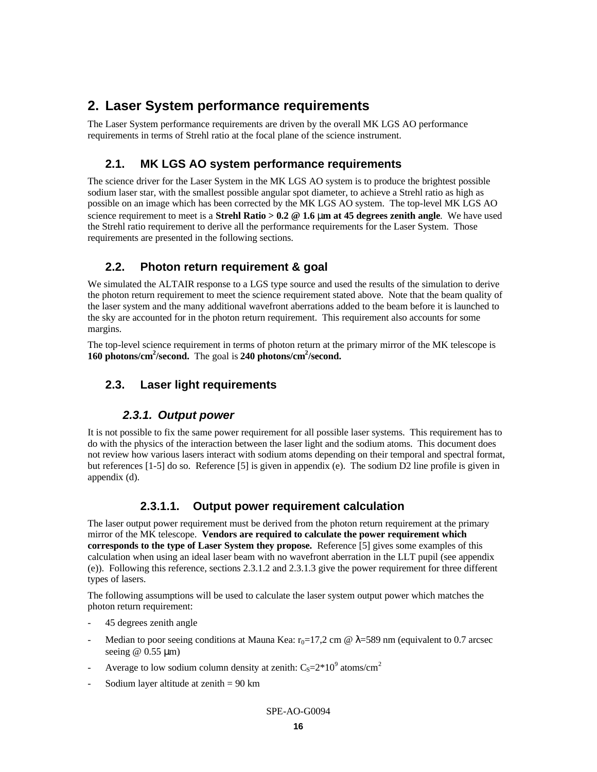# 2. Laser System performance requirements

The Laser System performance requirements are driven by the overall MK LGS AO performance requirements in terms of Strehl ratio at the focal plane of the science instrument.

## 2.1. MK LGS AO system performance requirements

The science driver for the Laser System in the MK LGS AO system is to produce the brightest possible sodium laser star, with the smallest possible angular spot diameter, to achieve a Strehl ratio as high as possible on an image which has been corrected by the MK LGS AO system. The top-level MK LGS AO science requirement to meet is a **Strehl Ratio > 0.2 @ 1.6 µm at 45 degrees zenith angle**. We have used the Strehl ratio requirement to derive all the performance requirements for the Laser System. Those requirements are presented in the following sections.

## 2.2. Photon return requirement & goal

We simulated the ALTAIR response to a LGS type source and used the results of the simulation to derive the photon return requirement to meet the science requirement stated above. Note that the beam quality of the laser system and the many additional wavefront aberrations added to the beam before it is launched to the sky are accounted for in the photon return requirement. This requirement also accounts for some margins.

The top-level science requirement in terms of photon return at the primary mirror of the MK telescope is **160 photons/cm$^2$/second.** The goal is **240 photons/cm$^2$/second.**

## 2.3. Laser light requirements

### *2.3.1. Output power*

It is not possible to fix the same power requirement for all possible laser systems. This requirement has to do with the physics of the interaction between the laser light and the sodium atoms. This document does not review how various lasers interact with sodium atoms depending on their temporal and spectral format, but references [1-5] do so. Reference [5] is given in appendix (e). The sodium D2 line profile is given in appendix (d).

#### 2.3.1.1. Output power requirement calculation

The laser output power requirement must be derived from the photon return requirement at the primary mirror of the MK telescope. **Vendors are required to calculate the power requirement which corresponds to the type of Laser System they propose.** Reference [5] gives some examples of this calculation when using an ideal laser beam with no wavefront aberration in the LLT pupil (see appendix (e)). Following this reference, sections 2.3.1.2 and 2.3.1.3 give the power requirement for three different types of lasers.

The following assumptions will be used to calculate the laser system output power which matches the photon return requirement:

- 45 degrees zenith angle
- Median to poor seeing conditions at Mauna Kea: $r_0$=17,2 cm @ $\lambda$=589 nm (equivalent to 0.7 arcsec seeing @ 0.55 µm)
- Average to low sodium column density at zenith: $C_S$=2*10$^9$ atoms/cm$^2$
- Sodium layer altitude at zenith = 90 km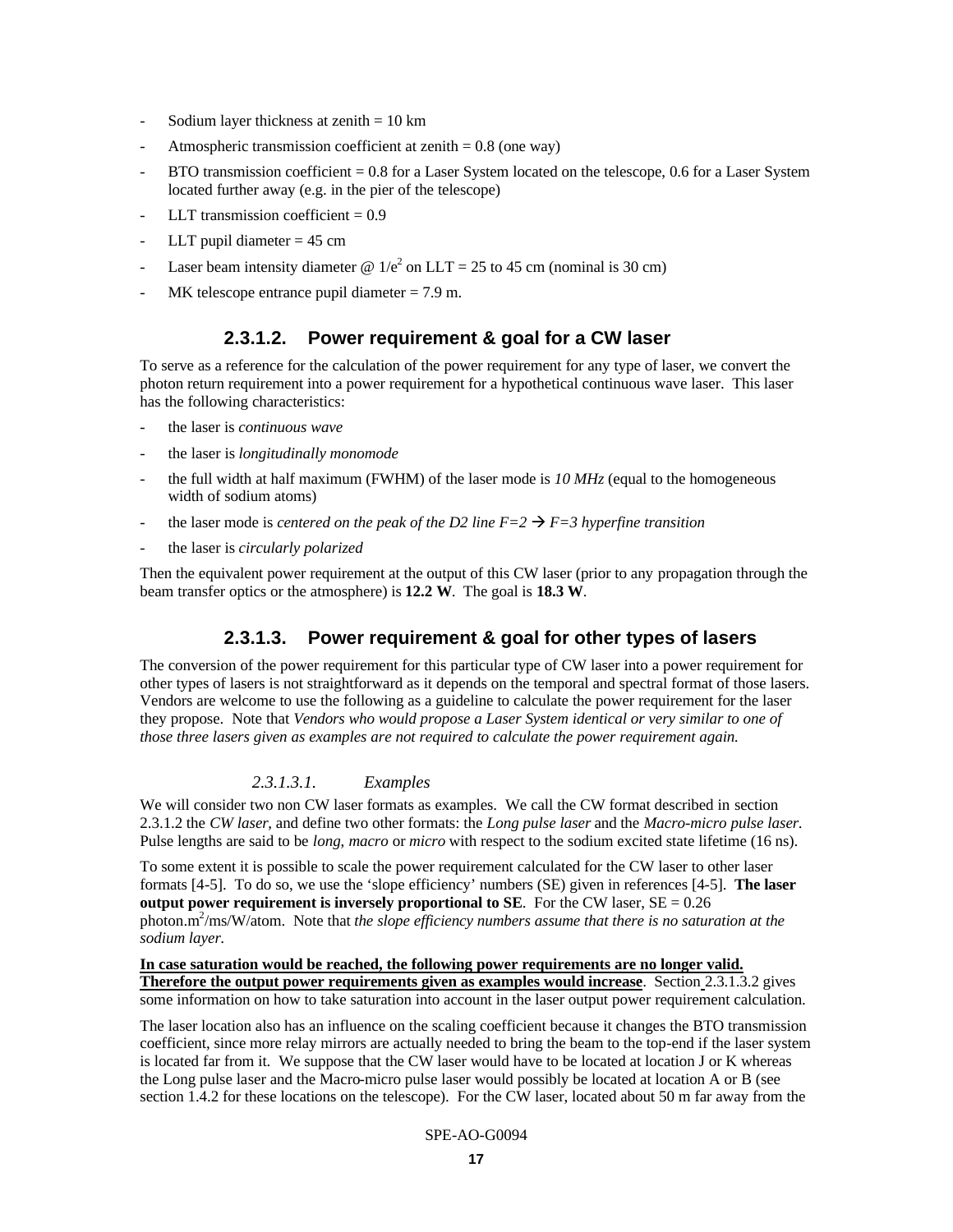- Sodium layer thickness at zenith = 10 km
- Atmospheric transmission coefficient at zenith = 0.8 (one way)
- BTO transmission coefficient = 0.8 for a Laser System located on the telescope, 0.6 for a Laser System located further away (e.g. in the pier of the telescope)
- LLT transmission coefficient = 0.9
- LLT pupil diameter = 45 cm
- Laser beam intensity diameter @ $1/e^2$ on LLT = 25 to 45 cm (nominal is 30 cm)
- MK telescope entrance pupil diameter = 7.9 m.

#### 2.3.1.2. Power requirement & goal for a CW laser

To serve as a reference for the calculation of the power requirement for any type of laser, we convert the photon return requirement into a power requirement for a hypothetical continuous wave laser. This laser has the following characteristics:

- the laser is *continuous wave*
- the laser is *longitudinally monomode*
- the full width at half maximum (FWHM) of the laser mode is *10 MHz* (equal to the homogeneous width of sodium atoms)
- the laser mode is *centered on the peak of the D2 line F=2 → F=3 hyperfine transition*
- the laser is *circularly polarized*

Then the equivalent power requirement at the output of this CW laser (prior to any propagation through the beam transfer optics or the atmosphere) is **12.2 W**. The goal is **18.3 W**.

#### 2.3.1.3. Power requirement & goal for other types of lasers

The conversion of the power requirement for this particular type of CW laser into a power requirement for other types of lasers is not straightforward as it depends on the temporal and spectral format of those lasers. Vendors are welcome to use the following as a guideline to calculate the power requirement for the laser they propose. Note that *Vendors who would propose a Laser System identical or very similar to one of those three lasers given as examples are not required to calculate the power requirement again.*

##### *2.3.1.3.1. Examples*

We will consider two non CW laser formats as examples. We call the CW format described in section 2.3.1.2 the *CW laser*, and define two other formats: the *Long pulse laser* and the *Macro-micro pulse laser*. Pulse lengths are said to be *long*, *macro* or *micro* with respect to the sodium excited state lifetime (16 ns).

To some extent it is possible to scale the power requirement calculated for the CW laser to other laser formats [4-5]. To do so, we use the 'slope efficiency' numbers (SE) given in references [4-5]. **The laser output power requirement is inversely proportional to SE**. For the CW laser, SE = 0.26 photon.m$^2$/ms/W/atom. Note that *the slope efficiency numbers assume that there is no saturation at the sodium layer.*

**In case saturation would be reached, the following power requirements are no longer valid. Therefore the output power requirements given as examples would increase**. Section 2.3.1.3.2 gives some information on how to take saturation into account in the laser output power requirement calculation.

The laser location also has an influence on the scaling coefficient because it changes the BTO transmission coefficient, since more relay mirrors are actually needed to bring the beam to the top-end if the laser system is located far from it. We suppose that the CW laser would have to be located at location J or K whereas the Long pulse laser and the Macro-micro pulse laser would possibly be located at location A or B (see section 1.4.2 for these locations on the telescope). For the CW laser, located about 50 m far away from the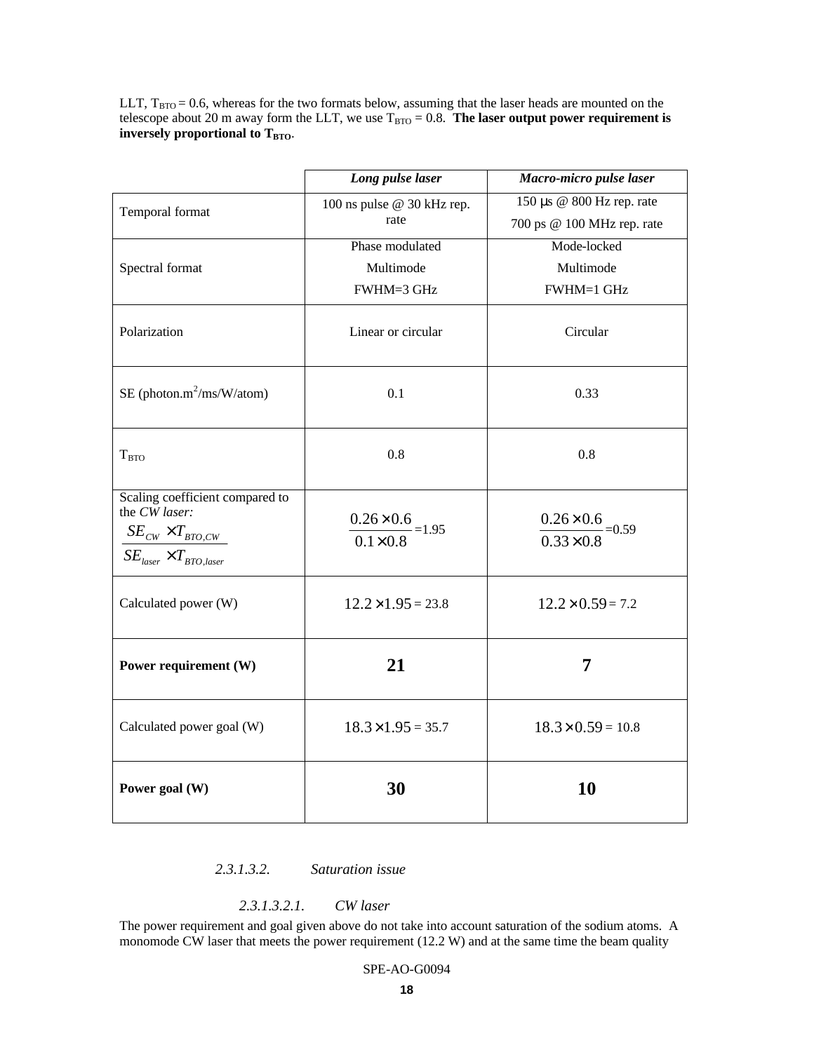LLT, $T_{BTO}$ = 0.6, whereas for the two formats below, assuming that the laser heads are mounted on the telescope about 20 m away form the LLT, we use $T_{BTO}$ = 0.8. **The laser output power requirement is inversely proportional to $T_{BTO}$.**

| | ***Long pulse laser*** | ***Macro-micro pulse laser*** |
|---|---|---|
| Temporal format | 100 ns pulse @ 30 kHz rep. rate | 150 µs @ 800 Hz rep. rate<br>700 ps @ 100 MHz rep. rate |
| Spectral format | Phase modulated<br>Multimode<br>FWHM=3 GHz | Mode-locked<br>Multimode<br>FWHM=1 GHz |
| Polarization | Linear or circular | Circular |
| SE (photon.m²/ms/W/atom) | 0.1 | 0.33 |
| $T_{BTO}$ | 0.8 | 0.8 |
| Scaling coefficient compared to the *CW laser:* $\frac{SE_{CW} \times T_{BTO,CW}}{SE_{laser} \times T_{BTO,laser}}$ | $\frac{0.26 \times 0.6}{0.1 \times 0.8}$ =1.95 | $\frac{0.26 \times 0.6}{0.33 \times 0.8}$ =0.59 |
| Calculated power (W) | $12.2 \times 1.95$ = 23.8 | $12.2 \times 0.59$ = 7.2 |
| **Power requirement (W)** | **21** | **7** |
| Calculated power goal (W) | $18.3 \times 1.95$ = 35.7 | $18.3 \times 0.59$ = 10.8 |
| **Power goal (W)** | **30** | **10** |

##### *2.3.1.3.2. Saturation issue*

###### *2.3.1.3.2.1. CW laser*

The power requirement and goal given above do not take into account saturation of the sodium atoms. A monomode CW laser that meets the power requirement (12.2 W) and at the same time the beam quality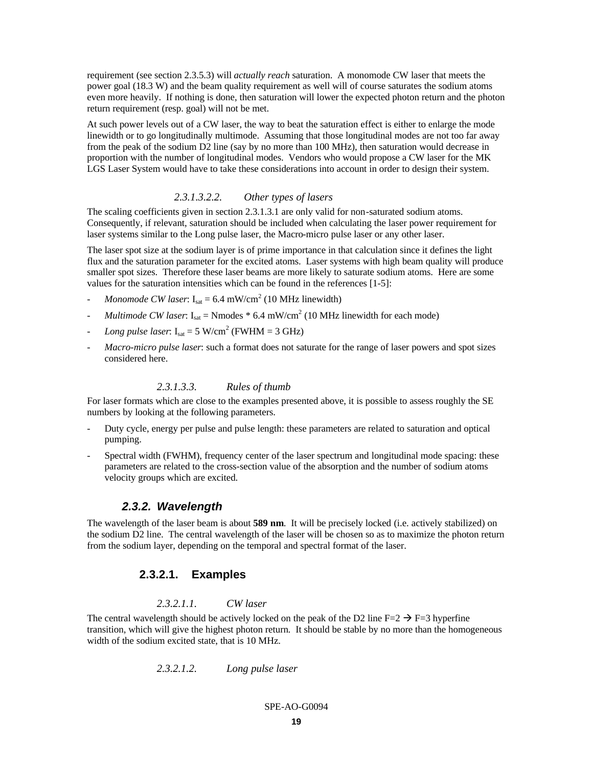requirement (see section 2.3.5.3) will *actually reach* saturation. A monomode CW laser that meets the power goal (18.3 W) and the beam quality requirement as well will of course saturates the sodium atoms even more heavily. If nothing is done, then saturation will lower the expected photon return and the photon return requirement (resp. goal) will not be met.

At such power levels out of a CW laser, the way to beat the saturation effect is either to enlarge the mode linewidth or to go longitudinally multimode. Assuming that those longitudinal modes are not too far away from the peak of the sodium D2 line (say by no more than 100 MHz), then saturation would decrease in proportion with the number of longitudinal modes. Vendors who would propose a CW laser for the MK LGS Laser System would have to take these considerations into account in order to design their system.

###### *2.3.1.3.2.2. Other types of lasers*

The scaling coefficients given in section 2.3.1.3.1 are only valid for non-saturated sodium atoms. Consequently, if relevant, saturation should be included when calculating the laser power requirement for laser systems similar to the Long pulse laser, the Macro-micro pulse laser or any other laser.

The laser spot size at the sodium layer is of prime importance in that calculation since it defines the light flux and the saturation parameter for the excited atoms. Laser systems with high beam quality will produce smaller spot sizes. Therefore these laser beams are more likely to saturate sodium atoms. Here are some values for the saturation intensities which can be found in the references [1-5]:

- *Monomode CW laser*: $I_{sat}$ = 6.4 mW/cm$^2$ (10 MHz linewidth)
- *Multimode CW laser*: $I_{sat}$ = Nmodes * 6.4 mW/cm$^2$ (10 MHz linewidth for each mode)
- *Long pulse laser*: $I_{sat}$ = 5 W/cm$^2$ (FWHM = 3 GHz)
- *Macro-micro pulse laser*: such a format does not saturate for the range of laser powers and spot sizes considered here.

##### *2.3.1.3.3. Rules of thumb*

For laser formats which are close to the examples presented above, it is possible to assess roughly the SE numbers by looking at the following parameters.

- Duty cycle, energy per pulse and pulse length: these parameters are related to saturation and optical pumping.
- Spectral width (FWHM), frequency center of the laser spectrum and longitudinal mode spacing: these parameters are related to the cross-section value of the absorption and the number of sodium atoms velocity groups which are excited.

### *2.3.2. Wavelength*

The wavelength of the laser beam is about **589 nm**. It will be precisely locked (i.e. actively stabilized) on the sodium D2 line. The central wavelength of the laser will be chosen so as to maximize the photon return from the sodium layer, depending on the temporal and spectral format of the laser.

#### 2.3.2.1. Examples

##### *2.3.2.1.1. CW laser*

The central wavelength should be actively locked on the peak of the D2 line F=2 → F=3 hyperfine transition, which will give the highest photon return. It should be stable by no more than the homogeneous width of the sodium excited state, that is 10 MHz.

##### *2.3.2.1.2. Long pulse laser*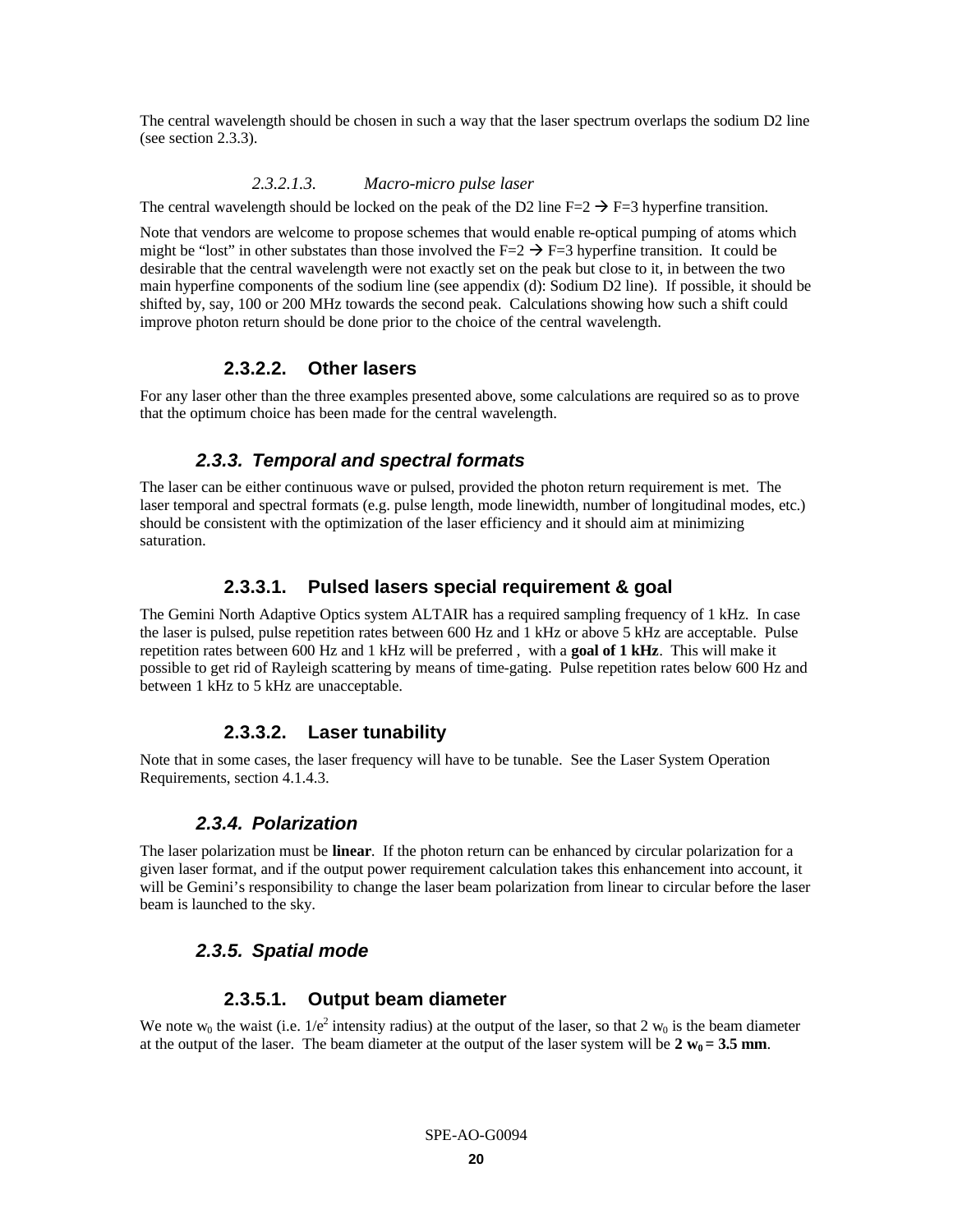The central wavelength should be chosen in such a way that the laser spectrum overlaps the sodium D2 line (see section 2.3.3).

##### *2.3.2.1.3. Macro-micro pulse laser*

The central wavelength should be locked on the peak of the D2 line F=2 → F=3 hyperfine transition.

Note that vendors are welcome to propose schemes that would enable re-optical pumping of atoms which might be "lost" in other substates than those involved the F=2 → F=3 hyperfine transition. It could be desirable that the central wavelength were not exactly set on the peak but close to it, in between the two main hyperfine components of the sodium line (see appendix (d): Sodium D2 line). If possible, it should be shifted by, say, 100 or 200 MHz towards the second peak. Calculations showing how such a shift could improve photon return should be done prior to the choice of the central wavelength.

#### 2.3.2.2. Other lasers

For any laser other than the three examples presented above, some calculations are required so as to prove that the optimum choice has been made for the central wavelength.

### *2.3.3. Temporal and spectral formats*

The laser can be either continuous wave or pulsed, provided the photon return requirement is met. The laser temporal and spectral formats (e.g. pulse length, mode linewidth, number of longitudinal modes, etc.) should be consistent with the optimization of the laser efficiency and it should aim at minimizing saturation.

#### 2.3.3.1. Pulsed lasers special requirement & goal

The Gemini North Adaptive Optics system ALTAIR has a required sampling frequency of 1 kHz. In case the laser is pulsed, pulse repetition rates between 600 Hz and 1 kHz or above 5 kHz are acceptable. Pulse repetition rates between 600 Hz and 1 kHz will be preferred , with a **goal of 1 kHz**. This will make it possible to get rid of Rayleigh scattering by means of time-gating. Pulse repetition rates below 600 Hz and between 1 kHz to 5 kHz are unacceptable.

#### 2.3.3.2. Laser tunability

Note that in some cases, the laser frequency will have to be tunable. See the Laser System Operation Requirements, section 4.1.4.3.

### *2.3.4. Polarization*

The laser polarization must be **linear**. If the photon return can be enhanced by circular polarization for a given laser format, and if the output power requirement calculation takes this enhancement into account, it will be Gemini's responsibility to change the laser beam polarization from linear to circular before the laser beam is launched to the sky.

### *2.3.5. Spatial mode*

#### 2.3.5.1. Output beam diameter

We note $w_0$ the waist (i.e. $1/e^2$ intensity radius) at the output of the laser, so that 2 $w_0$ is the beam diameter at the output of the laser. The beam diameter at the output of the laser system will be **2 $w_0$ = 3.5 mm**.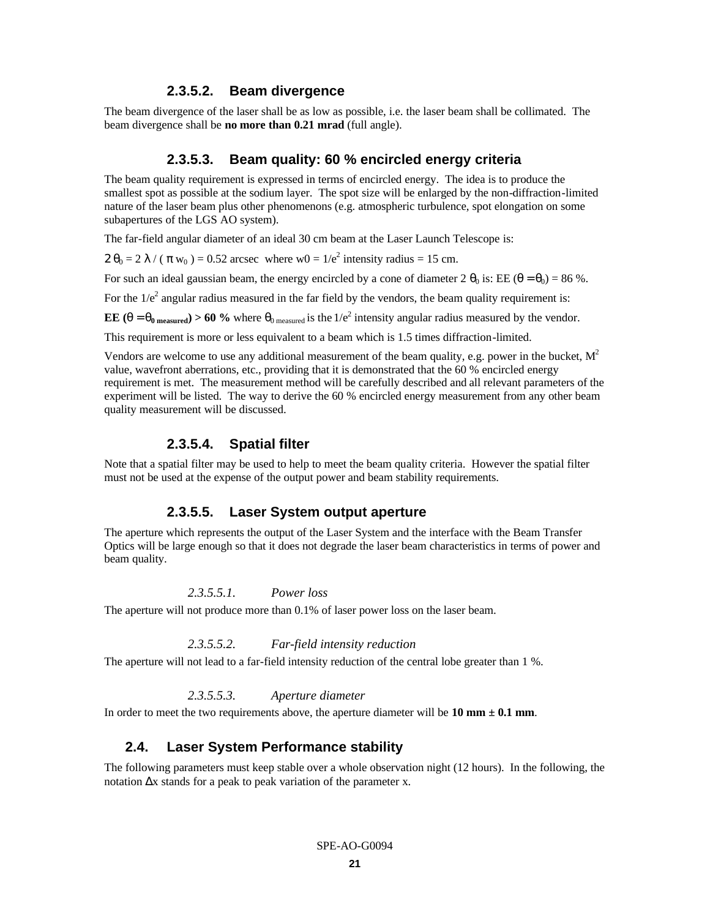#### 2.3.5.2. Beam divergence

The beam divergence of the laser shall be as low as possible, i.e. the laser beam shall be collimated. The beam divergence shall be **no more than 0.21 mrad** (full angle).

#### 2.3.5.3. Beam quality: 60 % encircled energy criteria

The beam quality requirement is expressed in terms of encircled energy. The idea is to produce the smallest spot as possible at the sodium layer. The spot size will be enlarged by the non-diffraction-limited nature of the laser beam plus other phenomenons (e.g. atmospheric turbulence, spot elongation on some subapertures of the LGS AO system).

The far-field angular diameter of an ideal 30 cm beam at the Laser Launch Telescope is:

$2\,\theta_0 = 2\,\lambda\,/\,(\pi\,w_0) = 0.52$ arcsec where w0 = $1/e^2$ intensity radius = 15 cm.

For such an ideal gaussian beam, the energy encircled by a cone of diameter $2\,\theta_0$ is: EE ($\theta = \theta_0$) = 86 %.

For the $1/e^2$ angular radius measured in the far field by the vendors, the beam quality requirement is:

**EE ($\theta = \theta_{0\,measured}$) > 60 %** where $\theta_{0\,measured}$ is the $1/e^2$ intensity angular radius measured by the vendor.

This requirement is more or less equivalent to a beam which is 1.5 times diffraction-limited.

Vendors are welcome to use any additional measurement of the beam quality, e.g. power in the bucket, $M^2$ value, wavefront aberrations, etc., providing that it is demonstrated that the 60 % encircled energy requirement is met. The measurement method will be carefully described and all relevant parameters of the experiment will be listed. The way to derive the 60 % encircled energy measurement from any other beam quality measurement will be discussed.

#### 2.3.5.4. Spatial filter

Note that a spatial filter may be used to help to meet the beam quality criteria. However the spatial filter must not be used at the expense of the output power and beam stability requirements.

#### 2.3.5.5. Laser System output aperture

The aperture which represents the output of the Laser System and the interface with the Beam Transfer Optics will be large enough so that it does not degrade the laser beam characteristics in terms of power and beam quality.

##### *2.3.5.5.1. Power loss*

The aperture will not produce more than 0.1% of laser power loss on the laser beam.

##### *2.3.5.5.2. Far-field intensity reduction*

The aperture will not lead to a far-field intensity reduction of the central lobe greater than 1 %.

##### *2.3.5.5.3. Aperture diameter*

In order to meet the two requirements above, the aperture diameter will be **10 mm ± 0.1 mm**.

### 2.4. Laser System Performance stability

The following parameters must keep stable over a whole observation night (12 hours). In the following, the notation $\Delta x$ stands for a peak to peak variation of the parameter x.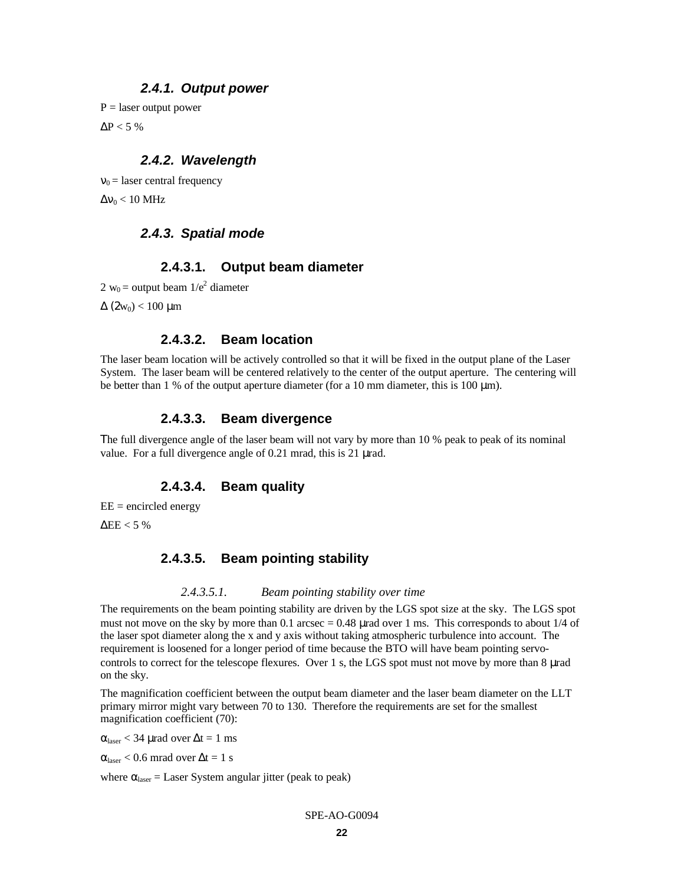### 2.4.1. Output power

P = laser output power

$\Delta P < 5$ %

### 2.4.2. Wavelength

$\nu_0$ = laser central frequency

$\Delta\nu_0 < 10$ MHz

### 2.4.3. Spatial mode

#### 2.4.3.1. Output beam diameter

$2\,w_0$ = output beam $1/e^2$ diameter

$\Delta\,(2w_0) < 100$ µm

#### 2.4.3.2. Beam location

The laser beam location will be actively controlled so that it will be fixed in the output plane of the Laser System. The laser beam will be centered relatively to the center of the output aperture. The centering will be better than 1 % of the output aperture diameter (for a 10 mm diameter, this is 100 µm).

#### 2.4.3.3. Beam divergence

The full divergence angle of the laser beam will not vary by more than 10 % peak to peak of its nominal value. For a full divergence angle of 0.21 mrad, this is 21 µrad.

#### 2.4.3.4. Beam quality

EE = encircled energy

$\Delta EE < 5$ %

#### 2.4.3.5. Beam pointing stability

##### *2.4.3.5.1. Beam pointing stability over time*

The requirements on the beam pointing stability are driven by the LGS spot size at the sky. The LGS spot must not move on the sky by more than 0.1 arcsec = 0.48 µrad over 1 ms. This corresponds to about 1/4 of the laser spot diameter along the x and y axis without taking atmospheric turbulence into account. The requirement is loosened for a longer period of time because the BTO will have beam pointing servo-controls to correct for the telescope flexures. Over 1 s, the LGS spot must not move by more than 8 µrad on the sky.

The magnification coefficient between the output beam diameter and the laser beam diameter on the LLT primary mirror might vary between 70 to 130. Therefore the requirements are set for the smallest magnification coefficient (70):

$\alpha_{laser} < 34$ µrad over $\Delta t = 1$ ms

$\alpha_{laser} < 0.6$ mrad over $\Delta t = 1$ s

where $\alpha_{laser}$ = Laser System angular jitter (peak to peak)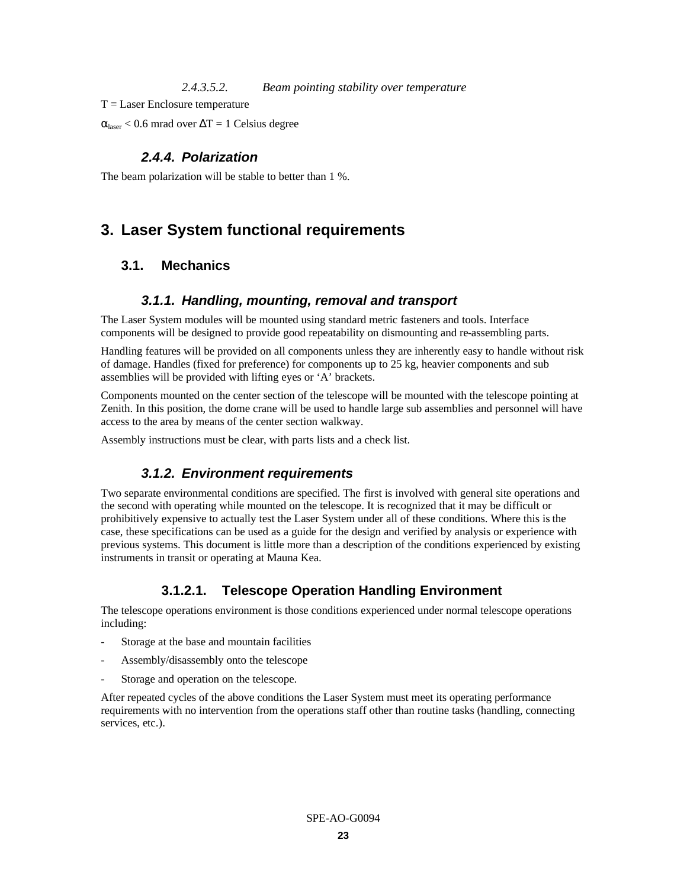##### *2.4.3.5.2. Beam pointing stability over temperature*

T = Laser Enclosure temperature

$\alpha_{laser}$ < 0.6 mrad over $\Delta T$ = 1 Celsius degree

### *2.4.4. Polarization*

The beam polarization will be stable to better than 1 %.

# 3. Laser System functional requirements

## 3.1. Mechanics

### *3.1.1. Handling, mounting, removal and transport*

The Laser System modules will be mounted using standard metric fasteners and tools. Interface components will be designed to provide good repeatability on dismounting and re-assembling parts.

Handling features will be provided on all components unless they are inherently easy to handle without risk of damage. Handles (fixed for preference) for components up to 25 kg, heavier components and sub assemblies will be provided with lifting eyes or 'A' brackets.

Components mounted on the center section of the telescope will be mounted with the telescope pointing at Zenith. In this position, the dome crane will be used to handle large sub assemblies and personnel will have access to the area by means of the center section walkway.

Assembly instructions must be clear, with parts lists and a check list.

### *3.1.2. Environment requirements*

Two separate environmental conditions are specified. The first is involved with general site operations and the second with operating while mounted on the telescope. It is recognized that it may be difficult or prohibitively expensive to actually test the Laser System under all of these conditions. Where this is the case, these specifications can be used as a guide for the design and verified by analysis or experience with previous systems. This document is little more than a description of the conditions experienced by existing instruments in transit or operating at Mauna Kea.

#### 3.1.2.1. Telescope Operation Handling Environment

The telescope operations environment is those conditions experienced under normal telescope operations including:

- Storage at the base and mountain facilities
- Assembly/disassembly onto the telescope
- Storage and operation on the telescope.

After repeated cycles of the above conditions the Laser System must meet its operating performance requirements with no intervention from the operations staff other than routine tasks (handling, connecting services, etc.).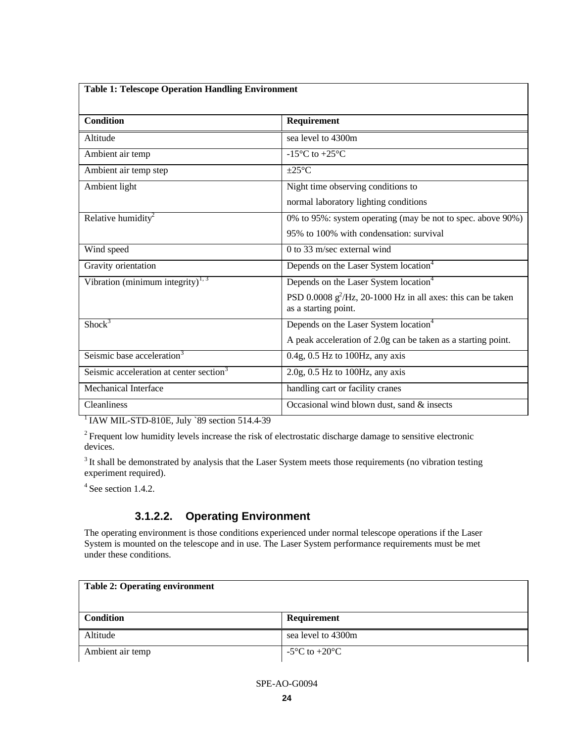| Table 1: Telescope Operation Handling Environment | |
|---|---|
| **Condition** | **Requirement** |
| Altitude | sea level to 4300m |
| Ambient air temp | -15°C to +25°C |
| Ambient air temp step | ±25°C |
| Ambient light | Night time observing conditions to<br>normal laboratory lighting conditions |
| Relative humidity[2] | 0% to 95%: system operating (may be not to spec. above 90%)<br>95% to 100% with condensation: survival |
| Wind speed | 0 to 33 m/sec external wind |
| Gravity orientation | Depends on the Laser System location[4] |
| Vibration (minimum integrity)[1, 3] | Depends on the Laser System location[4]<br>PSD 0.0008 $g^2$/Hz, 20-1000 Hz in all axes: this can be taken as a starting point. |
| Shock[3] | Depends on the Laser System location[4]<br>A peak acceleration of 2.0g can be taken as a starting point. |
| Seismic base acceleration[3] | 0.4g, 0.5 Hz to 100Hz, any axis |
| Seismic acceleration at center section[3] | 2.0g, 0.5 Hz to 100Hz, any axis |
| Mechanical Interface | handling cart or facility cranes |
| Cleanliness | Occasional wind blown dust, sand & insects |

[1] IAW MIL-STD-810E, July `89 section 514.4-39

[2] Frequent low humidity levels increase the risk of electrostatic discharge damage to sensitive electronic devices.

[3] It shall be demonstrated by analysis that the Laser System meets those requirements (no vibration testing experiment required).

[4] See section 1.4.2.

#### 3.1.2.2. Operating Environment

The operating environment is those conditions experienced under normal telescope operations if the Laser System is mounted on the telescope and in use. The Laser System performance requirements must be met under these conditions.

| Table 2: Operating environment | |
|---|---|
| **Condition** | **Requirement** |
| Altitude | sea level to 4300m |
| Ambient air temp | -5°C to +20°C |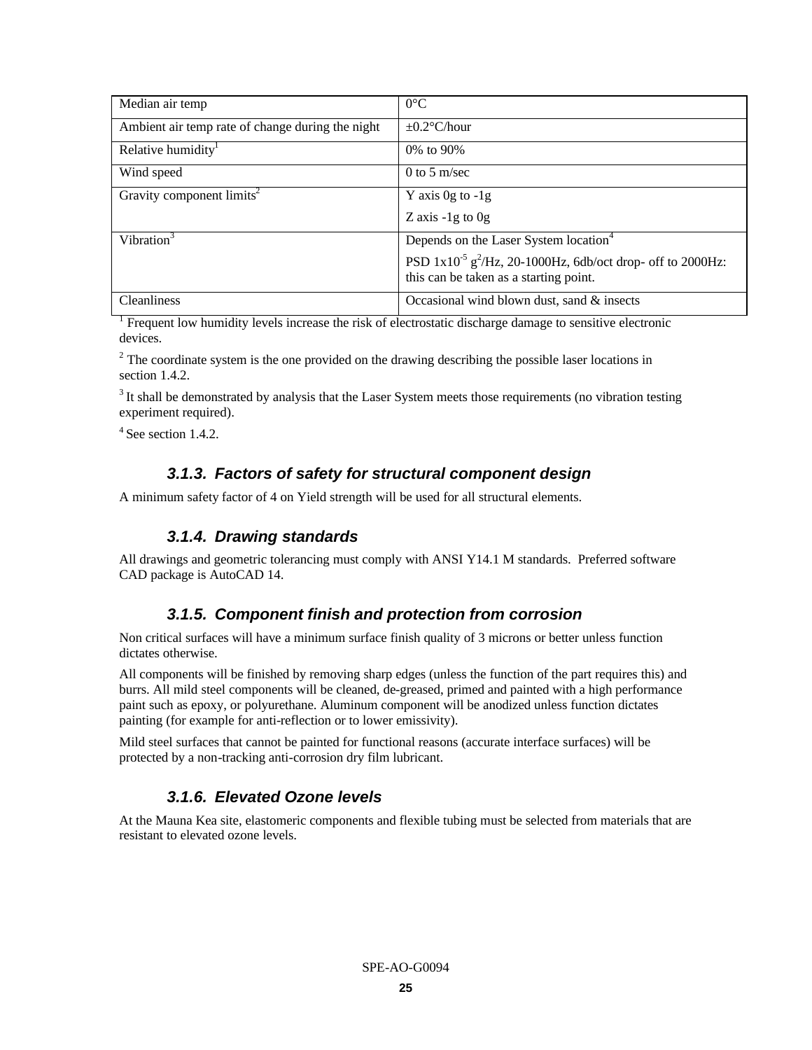| Median air temp | 0°C |
|---|---|
| Ambient air temp rate of change during the night | ±0.2°C/hour |
| Relative humidity[1] | 0% to 90% |
| Wind speed | 0 to 5 m/sec |
| Gravity component limits[2] | Y axis 0g to -1g<br>Z axis -1g to 0g |
| Vibration[3] | Depends on the Laser System location[4]<br>PSD $1 \times 10^{-5}$ $g^2$/Hz, 20-1000Hz, 6db/oct drop- off to 2000Hz: this can be taken as a starting point. |
| Cleanliness | Occasional wind blown dust, sand & insects |

[1] Frequent low humidity levels increase the risk of electrostatic discharge damage to sensitive electronic devices.

[2] The coordinate system is the one provided on the drawing describing the possible laser locations in section 1.4.2.

[3] It shall be demonstrated by analysis that the Laser System meets those requirements (no vibration testing experiment required).

[4] See section 1.4.2.

### 3.1.3. Factors of safety for structural component design

A minimum safety factor of 4 on Yield strength will be used for all structural elements.

### 3.1.4. Drawing standards

All drawings and geometric tolerancing must comply with ANSI Y14.1 M standards. Preferred software CAD package is AutoCAD 14.

### 3.1.5. Component finish and protection from corrosion

Non critical surfaces will have a minimum surface finish quality of 3 microns or better unless function dictates otherwise.

All components will be finished by removing sharp edges (unless the function of the part requires this) and burrs. All mild steel components will be cleaned, de-greased, primed and painted with a high performance paint such as epoxy, or polyurethane. Aluminum component will be anodized unless function dictates painting (for example for anti-reflection or to lower emissivity).

Mild steel surfaces that cannot be painted for functional reasons (accurate interface surfaces) will be protected by a non-tracking anti-corrosion dry film lubricant.

### 3.1.6. Elevated Ozone levels

At the Mauna Kea site, elastomeric components and flexible tubing must be selected from materials that are resistant to elevated ozone levels.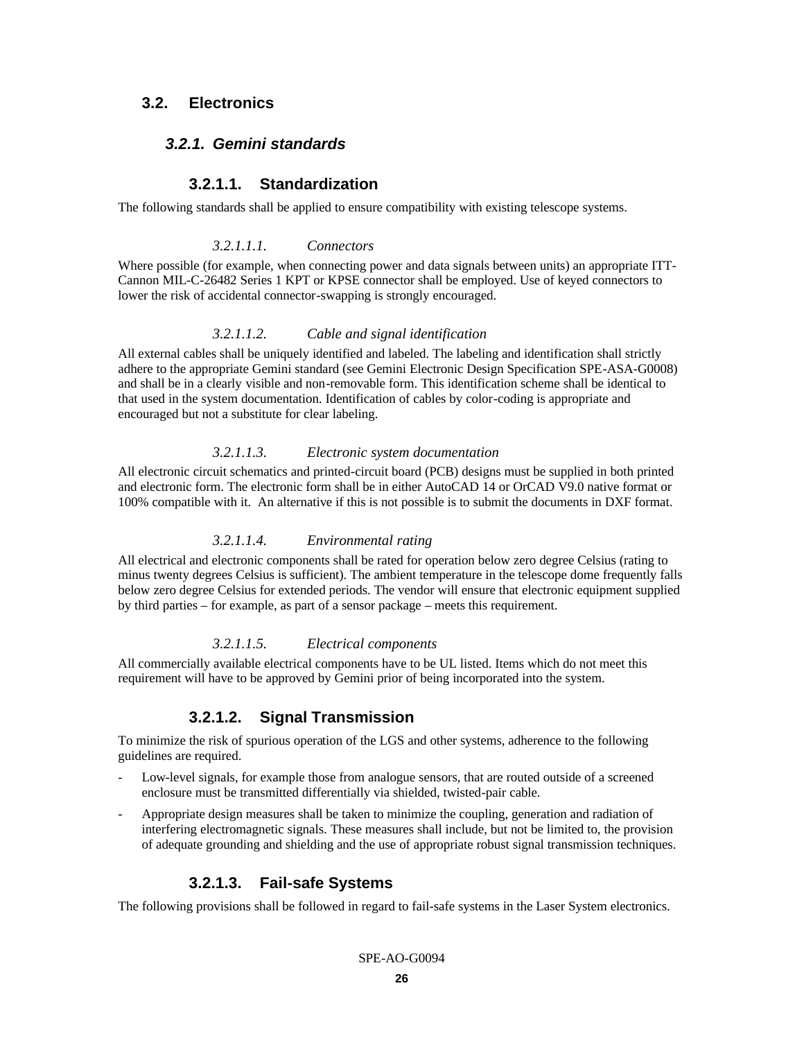## 3.2. Electronics

### *3.2.1. Gemini standards*

#### 3.2.1.1. Standardization

The following standards shall be applied to ensure compatibility with existing telescope systems.

##### *3.2.1.1.1. Connectors*

Where possible (for example, when connecting power and data signals between units) an appropriate ITT-Cannon MIL-C-26482 Series 1 KPT or KPSE connector shall be employed. Use of keyed connectors to lower the risk of accidental connector-swapping is strongly encouraged.

##### *3.2.1.1.2. Cable and signal identification*

All external cables shall be uniquely identified and labeled. The labeling and identification shall strictly adhere to the appropriate Gemini standard (see Gemini Electronic Design Specification SPE-ASA-G0008) and shall be in a clearly visible and non-removable form. This identification scheme shall be identical to that used in the system documentation. Identification of cables by color-coding is appropriate and encouraged but not a substitute for clear labeling.

##### *3.2.1.1.3. Electronic system documentation*

All electronic circuit schematics and printed-circuit board (PCB) designs must be supplied in both printed and electronic form. The electronic form shall be in either AutoCAD 14 or OrCAD V9.0 native format or 100% compatible with it. An alternative if this is not possible is to submit the documents in DXF format.

##### *3.2.1.1.4. Environmental rating*

All electrical and electronic components shall be rated for operation below zero degree Celsius (rating to minus twenty degrees Celsius is sufficient). The ambient temperature in the telescope dome frequently falls below zero degree Celsius for extended periods. The vendor will ensure that electronic equipment supplied by third parties – for example, as part of a sensor package – meets this requirement.

##### *3.2.1.1.5. Electrical components*

All commercially available electrical components have to be UL listed. Items which do not meet this requirement will have to be approved by Gemini prior of being incorporated into the system.

#### 3.2.1.2. Signal Transmission

To minimize the risk of spurious operation of the LGS and other systems, adherence to the following guidelines are required.

- Low-level signals, for example those from analogue sensors, that are routed outside of a screened enclosure must be transmitted differentially via shielded, twisted-pair cable.
- Appropriate design measures shall be taken to minimize the coupling, generation and radiation of interfering electromagnetic signals. These measures shall include, but not be limited to, the provision of adequate grounding and shielding and the use of appropriate robust signal transmission techniques.

#### 3.2.1.3. Fail-safe Systems

The following provisions shall be followed in regard to fail-safe systems in the Laser System electronics.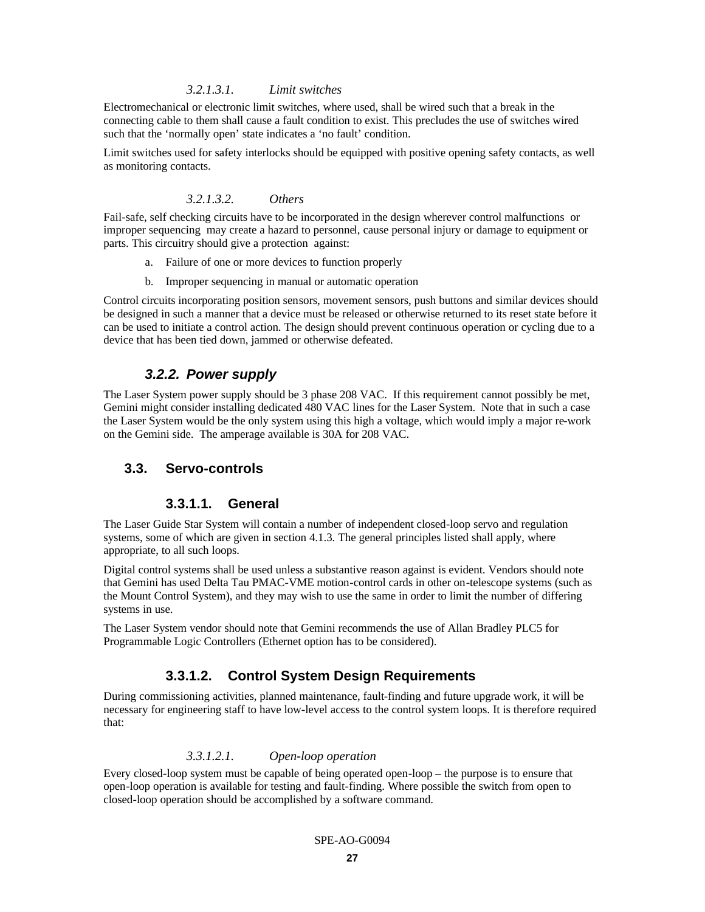###### *3.2.1.3.1. Limit switches*

Electromechanical or electronic limit switches, where used, shall be wired such that a break in the connecting cable to them shall cause a fault condition to exist. This precludes the use of switches wired such that the ‘normally open’ state indicates a ‘no fault’ condition.

Limit switches used for safety interlocks should be equipped with positive opening safety contacts, as well as monitoring contacts.

###### *3.2.1.3.2. Others*

Fail-safe, self checking circuits have to be incorporated in the design wherever control malfunctions or improper sequencing may create a hazard to personnel, cause personal injury or damage to equipment or parts. This circuitry should give a protection against:

a. Failure of one or more devices to function properly

b. Improper sequencing in manual or automatic operation

Control circuits incorporating position sensors, movement sensors, push buttons and similar devices should be designed in such a manner that a device must be released or otherwise returned to its reset state before it can be used to initiate a control action. The design should prevent continuous operation or cycling due to a device that has been tied down, jammed or otherwise defeated.

### *3.2.2. Power supply*

The Laser System power supply should be 3 phase 208 VAC. If this requirement cannot possibly be met, Gemini might consider installing dedicated 480 VAC lines for the Laser System. Note that in such a case the Laser System would be the only system using this high a voltage, which would imply a major re-work on the Gemini side. The amperage available is 30A for 208 VAC.

## 3.3. Servo-controls

#### 3.3.1.1. General

The Laser Guide Star System will contain a number of independent closed-loop servo and regulation systems, some of which are given in section 4.1.3. The general principles listed shall apply, where appropriate, to all such loops.

Digital control systems shall be used unless a substantive reason against is evident. Vendors should note that Gemini has used Delta Tau PMAC-VME motion-control cards in other on-telescope systems (such as the Mount Control System), and they may wish to use the same in order to limit the number of differing systems in use.

The Laser System vendor should note that Gemini recommends the use of Allan Bradley PLC5 for Programmable Logic Controllers (Ethernet option has to be considered).

#### 3.3.1.2. Control System Design Requirements

During commissioning activities, planned maintenance, fault-finding and future upgrade work, it will be necessary for engineering staff to have low-level access to the control system loops. It is therefore required that:

###### *3.3.1.2.1. Open-loop operation*

Every closed-loop system must be capable of being operated open-loop – the purpose is to ensure that open-loop operation is available for testing and fault-finding. Where possible the switch from open to closed-loop operation should be accomplished by a software command.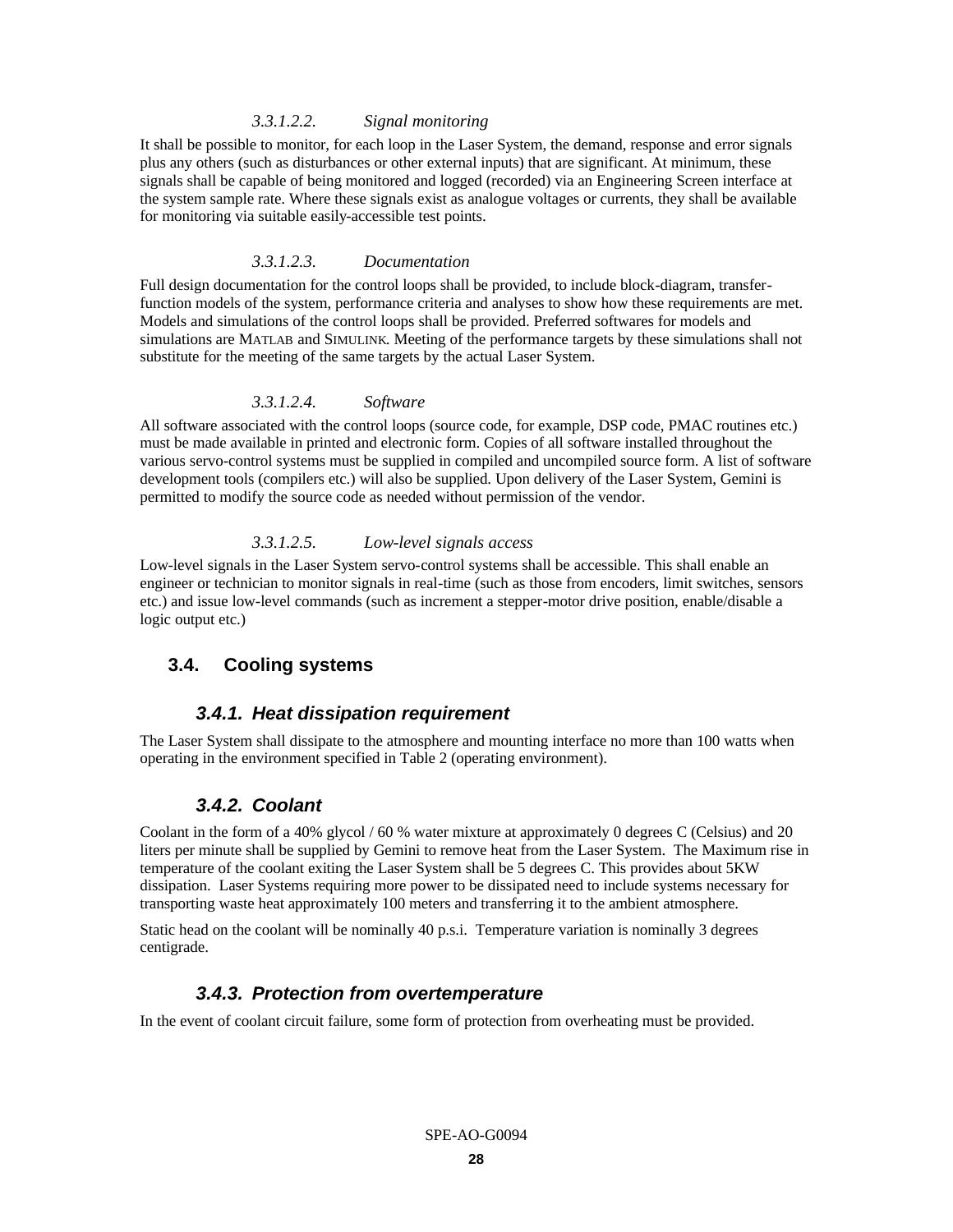##### *3.3.1.2.2. Signal monitoring*

It shall be possible to monitor, for each loop in the Laser System, the demand, response and error signals plus any others (such as disturbances or other external inputs) that are significant. At minimum, these signals shall be capable of being monitored and logged (recorded) via an Engineering Screen interface at the system sample rate. Where these signals exist as analogue voltages or currents, they shall be available for monitoring via suitable easily-accessible test points.

##### *3.3.1.2.3. Documentation*

Full design documentation for the control loops shall be provided, to include block-diagram, transfer-function models of the system, performance criteria and analyses to show how these requirements are met. Models and simulations of the control loops shall be provided. Preferred softwares for models and simulations are MATLAB and SIMULINK. Meeting of the performance targets by these simulations shall not substitute for the meeting of the same targets by the actual Laser System.

##### *3.3.1.2.4. Software*

All software associated with the control loops (source code, for example, DSP code, PMAC routines etc.) must be made available in printed and electronic form. Copies of all software installed throughout the various servo-control systems must be supplied in compiled and uncompiled source form. A list of software development tools (compilers etc.) will also be supplied. Upon delivery of the Laser System, Gemini is permitted to modify the source code as needed without permission of the vendor.

##### *3.3.1.2.5. Low-level signals access*

Low-level signals in the Laser System servo-control systems shall be accessible. This shall enable an engineer or technician to monitor signals in real-time (such as those from encoders, limit switches, sensors etc.) and issue low-level commands (such as increment a stepper-motor drive position, enable/disable a logic output etc.)

## 3.4. Cooling systems

### *3.4.1. Heat dissipation requirement*

The Laser System shall dissipate to the atmosphere and mounting interface no more than 100 watts when operating in the environment specified in Table 2 (operating environment).

### *3.4.2. Coolant*

Coolant in the form of a 40% glycol / 60 % water mixture at approximately 0 degrees C (Celsius) and 20 liters per minute shall be supplied by Gemini to remove heat from the Laser System. The Maximum rise in temperature of the coolant exiting the Laser System shall be 5 degrees C. This provides about 5KW dissipation. Laser Systems requiring more power to be dissipated need to include systems necessary for transporting waste heat approximately 100 meters and transferring it to the ambient atmosphere.

Static head on the coolant will be nominally 40 p.s.i. Temperature variation is nominally 3 degrees centigrade.

### *3.4.3. Protection from overtemperature*

In the event of coolant circuit failure, some form of protection from overheating must be provided.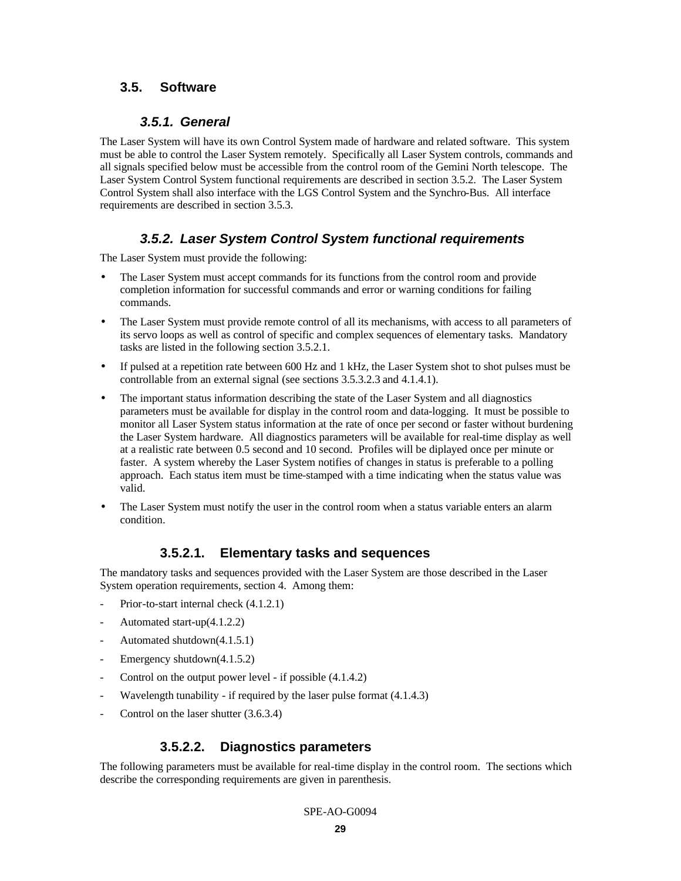## 3.5. Software

### 3.5.1. *General*

The Laser System will have its own Control System made of hardware and related software. This system must be able to control the Laser System remotely. Specifically all Laser System controls, commands and all signals specified below must be accessible from the control room of the Gemini North telescope. The Laser System Control System functional requirements are described in section 3.5.2. The Laser System Control System shall also interface with the LGS Control System and the Synchro-Bus. All interface requirements are described in section 3.5.3.

### 3.5.2. *Laser System Control System functional requirements*

The Laser System must provide the following:

- The Laser System must accept commands for its functions from the control room and provide completion information for successful commands and error or warning conditions for failing commands.
- The Laser System must provide remote control of all its mechanisms, with access to all parameters of its servo loops as well as control of specific and complex sequences of elementary tasks. Mandatory tasks are listed in the following section 3.5.2.1.
- If pulsed at a repetition rate between 600 Hz and 1 kHz, the Laser System shot to shot pulses must be controllable from an external signal (see sections 3.5.3.2.3 and 4.1.4.1).
- The important status information describing the state of the Laser System and all diagnostics parameters must be available for display in the control room and data-logging. It must be possible to monitor all Laser System status information at the rate of once per second or faster without burdening the Laser System hardware. All diagnostics parameters will be available for real-time display as well at a realistic rate between 0.5 second and 10 second. Profiles will be diplayed once per minute or faster. A system whereby the Laser System notifies of changes in status is preferable to a polling approach. Each status item must be time-stamped with a time indicating when the status value was valid.
- The Laser System must notify the user in the control room when a status variable enters an alarm condition.

#### 3.5.2.1. Elementary tasks and sequences

The mandatory tasks and sequences provided with the Laser System are those described in the Laser System operation requirements, section 4. Among them:

- Prior-to-start internal check (4.1.2.1)
- Automated start-up(4.1.2.2)
- Automated shutdown(4.1.5.1)
- Emergency shutdown(4.1.5.2)
- Control on the output power level - if possible (4.1.4.2)
- Wavelength tunability - if required by the laser pulse format (4.1.4.3)
- Control on the laser shutter (3.6.3.4)

#### 3.5.2.2. Diagnostics parameters

The following parameters must be available for real-time display in the control room. The sections which describe the corresponding requirements are given in parenthesis.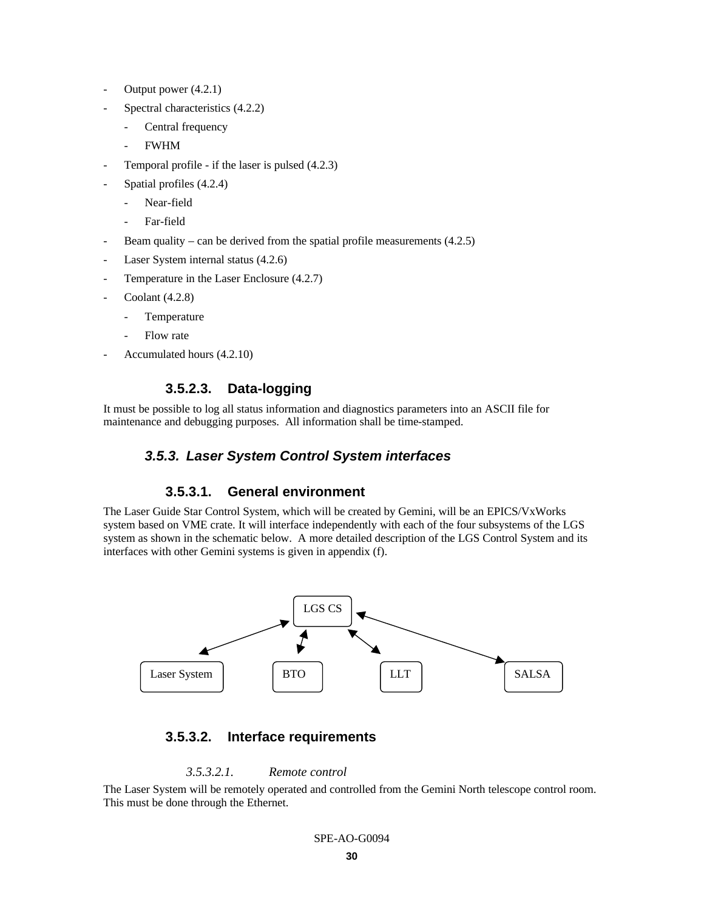- Output power (4.2.1)
- Spectral characteristics (4.2.2)
  - Central frequency
  - FWHM
- Temporal profile - if the laser is pulsed (4.2.3)
- Spatial profiles (4.2.4)
  - Near-field
  - Far-field
- Beam quality – can be derived from the spatial profile measurements (4.2.5)
- Laser System internal status (4.2.6)
- Temperature in the Laser Enclosure (4.2.7)
- Coolant (4.2.8)
  - Temperature
  - Flow rate
- Accumulated hours (4.2.10)

#### 3.5.2.3. Data-logging

It must be possible to log all status information and diagnostics parameters into an ASCII file for maintenance and debugging purposes. All information shall be time-stamped.

### *3.5.3. Laser System Control System interfaces*

#### 3.5.3.1. General environment

The Laser Guide Star Control System, which will be created by Gemini, will be an EPICS/VxWorks system based on VME crate. It will interface independently with each of the four subsystems of the LGS system as shown in the schematic below. A more detailed description of the LGS Control System and its interfaces with other Gemini systems is given in appendix (f).

LGS CS ↔ Laser System, BTO, LLT, SALSA

#### 3.5.3.2. Interface requirements

##### *3.5.3.2.1. Remote control*

The Laser System will be remotely operated and controlled from the Gemini North telescope control room. This must be done through the Ethernet.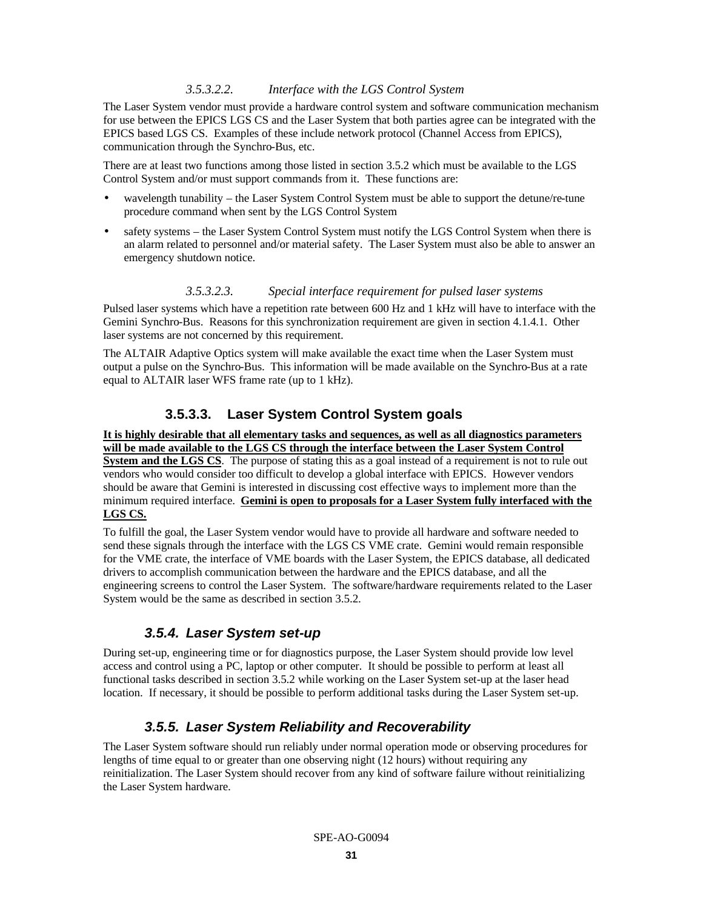##### *3.5.3.2.2. Interface with the LGS Control System*

The Laser System vendor must provide a hardware control system and software communication mechanism for use between the EPICS LGS CS and the Laser System that both parties agree can be integrated with the EPICS based LGS CS. Examples of these include network protocol (Channel Access from EPICS), communication through the Synchro-Bus, etc.

There are at least two functions among those listed in section 3.5.2 which must be available to the LGS Control System and/or must support commands from it. These functions are:

- wavelength tunability – the Laser System Control System must be able to support the detune/re-tune procedure command when sent by the LGS Control System
- safety systems – the Laser System Control System must notify the LGS Control System when there is an alarm related to personnel and/or material safety. The Laser System must also be able to answer an emergency shutdown notice.

##### *3.5.3.2.3. Special interface requirement for pulsed laser systems*

Pulsed laser systems which have a repetition rate between 600 Hz and 1 kHz will have to interface with the Gemini Synchro-Bus. Reasons for this synchronization requirement are given in section 4.1.4.1. Other laser systems are not concerned by this requirement.

The ALTAIR Adaptive Optics system will make available the exact time when the Laser System must output a pulse on the Synchro-Bus. This information will be made available on the Synchro-Bus at a rate equal to ALTAIR laser WFS frame rate (up to 1 kHz).

#### 3.5.3.3. Laser System Control System goals

**It is highly desirable that all elementary tasks and sequences, as well as all diagnostics parameters will be made available to the LGS CS through the interface between the Laser System Control System and the LGS CS**. The purpose of stating this as a goal instead of a requirement is not to rule out vendors who would consider too difficult to develop a global interface with EPICS. However vendors should be aware that Gemini is interested in discussing cost effective ways to implement more than the minimum required interface. **Gemini is open to proposals for a Laser System fully interfaced with the LGS CS.**

To fulfill the goal, the Laser System vendor would have to provide all hardware and software needed to send these signals through the interface with the LGS CS VME crate. Gemini would remain responsible for the VME crate, the interface of VME boards with the Laser System, the EPICS database, all dedicated drivers to accomplish communication between the hardware and the EPICS database, and all the engineering screens to control the Laser System. The software/hardware requirements related to the Laser System would be the same as described in section 3.5.2.

### *3.5.4. Laser System set-up*

During set-up, engineering time or for diagnostics purpose, the Laser System should provide low level access and control using a PC, laptop or other computer. It should be possible to perform at least all functional tasks described in section 3.5.2 while working on the Laser System set-up at the laser head location. If necessary, it should be possible to perform additional tasks during the Laser System set-up.

### *3.5.5. Laser System Reliability and Recoverability*

The Laser System software should run reliably under normal operation mode or observing procedures for lengths of time equal to or greater than one observing night (12 hours) without requiring any reinitialization. The Laser System should recover from any kind of software failure without reinitializing the Laser System hardware.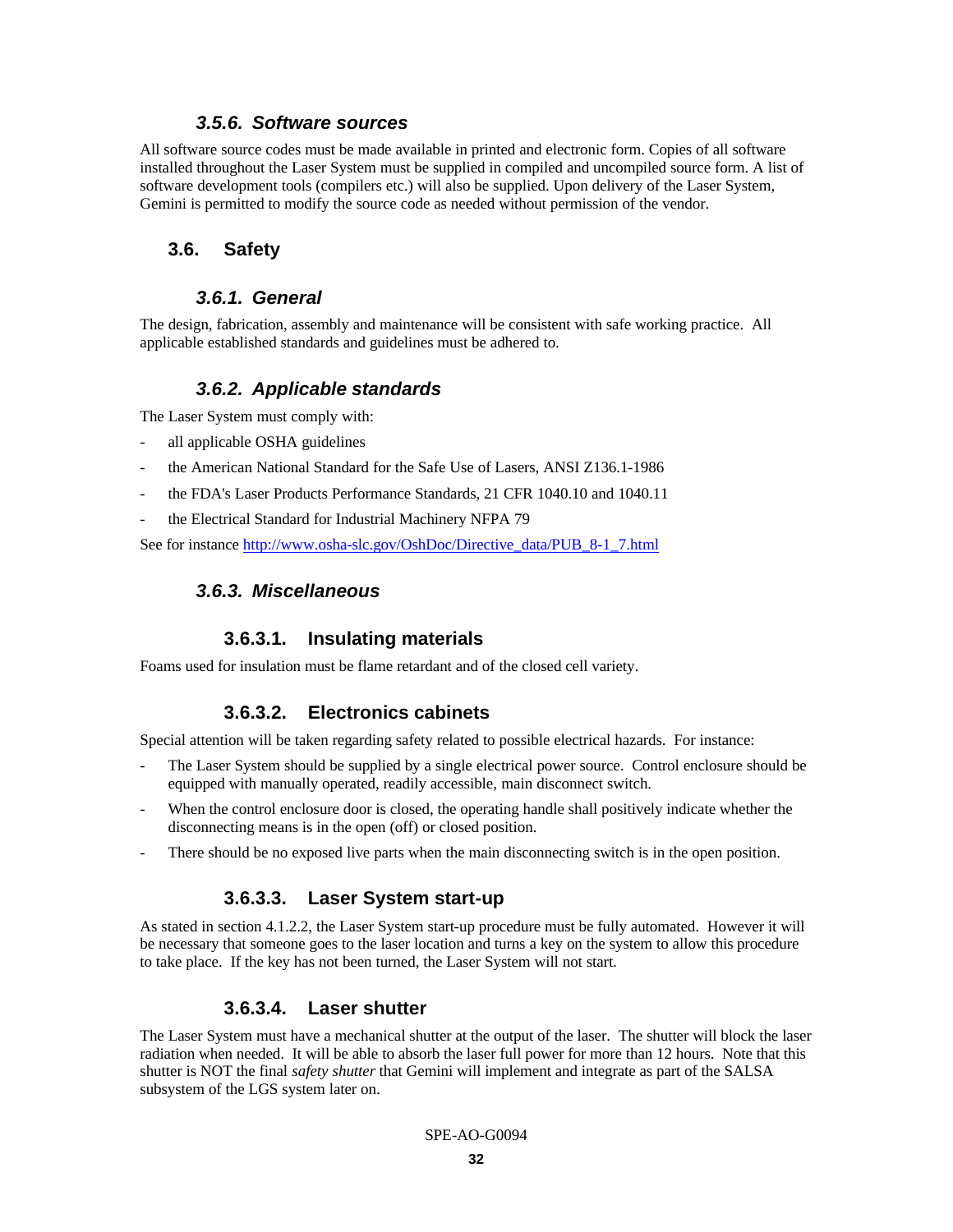### 3.5.6. Software sources

All software source codes must be made available in printed and electronic form. Copies of all software installed throughout the Laser System must be supplied in compiled and uncompiled source form. A list of software development tools (compilers etc.) will also be supplied. Upon delivery of the Laser System, Gemini is permitted to modify the source code as needed without permission of the vendor.

## 3.6. Safety

### 3.6.1. General

The design, fabrication, assembly and maintenance will be consistent with safe working practice. All applicable established standards and guidelines must be adhered to.

### 3.6.2. Applicable standards

The Laser System must comply with:

- all applicable OSHA guidelines
- the American National Standard for the Safe Use of Lasers, ANSI Z136.1-1986
- the FDA's Laser Products Performance Standards, 21 CFR 1040.10 and 1040.11
- the Electrical Standard for Industrial Machinery NFPA 79

See for instance http://www.osha-slc.gov/OshDoc/Directive_data/PUB_8-1_7.html

### 3.6.3. Miscellaneous

#### 3.6.3.1. Insulating materials

Foams used for insulation must be flame retardant and of the closed cell variety.

#### 3.6.3.2. Electronics cabinets

Special attention will be taken regarding safety related to possible electrical hazards. For instance:

- The Laser System should be supplied by a single electrical power source. Control enclosure should be equipped with manually operated, readily accessible, main disconnect switch.
- When the control enclosure door is closed, the operating handle shall positively indicate whether the disconnecting means is in the open (off) or closed position.
- There should be no exposed live parts when the main disconnecting switch is in the open position.

#### 3.6.3.3. Laser System start-up

As stated in section 4.1.2.2, the Laser System start-up procedure must be fully automated. However it will be necessary that someone goes to the laser location and turns a key on the system to allow this procedure to take place. If the key has not been turned, the Laser System will not start.

#### 3.6.3.4. Laser shutter

The Laser System must have a mechanical shutter at the output of the laser. The shutter will block the laser radiation when needed. It will be able to absorb the laser full power for more than 12 hours. Note that this shutter is NOT the final *safety shutter* that Gemini will implement and integrate as part of the SALSA subsystem of the LGS system later on.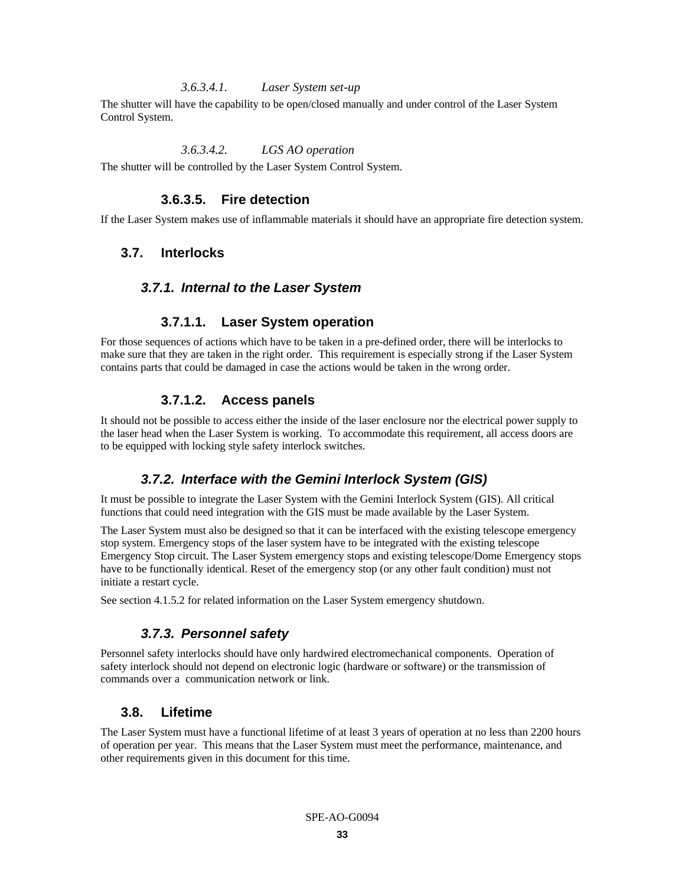###### *3.6.3.4.1. Laser System set-up*

The shutter will have the capability to be open/closed manually and under control of the Laser System Control System.

###### *3.6.3.4.2. LGS AO operation*

The shutter will be controlled by the Laser System Control System.

#### 3.6.3.5. Fire detection

If the Laser System makes use of inflammable materials it should have an appropriate fire detection system.

## 3.7. Interlocks

### *3.7.1. Internal to the Laser System*

#### 3.7.1.1. Laser System operation

For those sequences of actions which have to be taken in a pre-defined order, there will be interlocks to make sure that they are taken in the right order. This requirement is especially strong if the Laser System contains parts that could be damaged in case the actions would be taken in the wrong order.

#### 3.7.1.2. Access panels

It should not be possible to access either the inside of the laser enclosure nor the electrical power supply to the laser head when the Laser System is working. To accommodate this requirement, all access doors are to be equipped with locking style safety interlock switches.

### *3.7.2. Interface with the Gemini Interlock System (GIS)*

It must be possible to integrate the Laser System with the Gemini Interlock System (GIS). All critical functions that could need integration with the GIS must be made available by the Laser System.

The Laser System must also be designed so that it can be interfaced with the existing telescope emergency stop system. Emergency stops of the laser system have to be integrated with the existing telescope Emergency Stop circuit. The Laser System emergency stops and existing telescope/Dome Emergency stops have to be functionally identical. Reset of the emergency stop (or any other fault condition) must not initiate a restart cycle.

See section 4.1.5.2 for related information on the Laser System emergency shutdown.

### *3.7.3. Personnel safety*

Personnel safety interlocks should have only hardwired electromechanical components. Operation of safety interlock should not depend on electronic logic (hardware or software) or the transmission of commands over a communication network or link.

## 3.8. Lifetime

The Laser System must have a functional lifetime of at least 3 years of operation at no less than 2200 hours of operation per year. This means that the Laser System must meet the performance, maintenance, and other requirements given in this document for this time.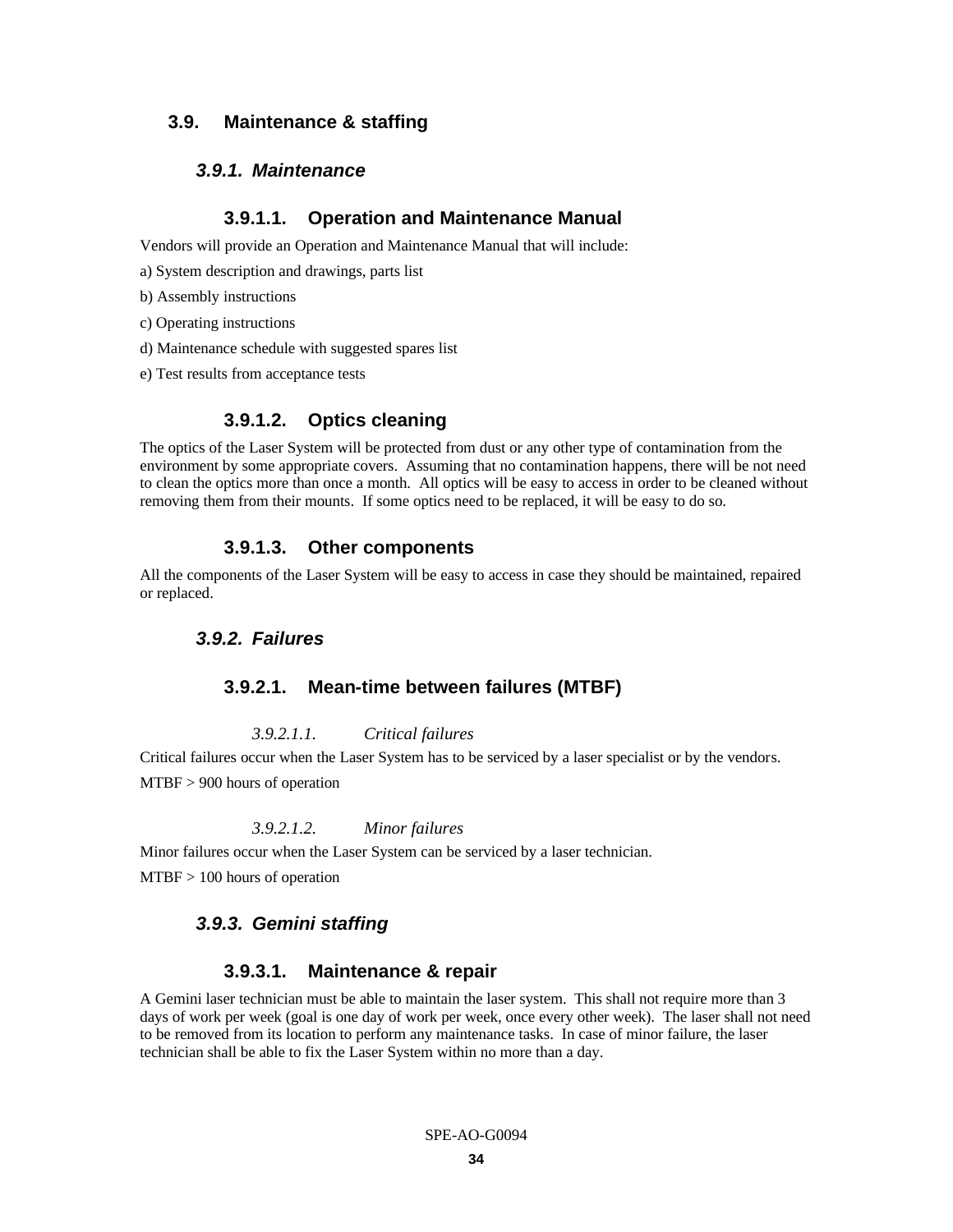## 3.9. Maintenance & staffing

### *3.9.1. Maintenance*

#### 3.9.1.1. Operation and Maintenance Manual

Vendors will provide an Operation and Maintenance Manual that will include:

a) System description and drawings, parts list

b) Assembly instructions

c) Operating instructions

d) Maintenance schedule with suggested spares list

e) Test results from acceptance tests

#### 3.9.1.2. Optics cleaning

The optics of the Laser System will be protected from dust or any other type of contamination from the environment by some appropriate covers. Assuming that no contamination happens, there will be not need to clean the optics more than once a month. All optics will be easy to access in order to be cleaned without removing them from their mounts. If some optics need to be replaced, it will be easy to do so.

#### 3.9.1.3. Other components

All the components of the Laser System will be easy to access in case they should be maintained, repaired or replaced.

### *3.9.2. Failures*

#### 3.9.2.1. Mean-time between failures (MTBF)

##### *3.9.2.1.1. Critical failures*

Critical failures occur when the Laser System has to be serviced by a laser specialist or by the vendors.

MTBF > 900 hours of operation

##### *3.9.2.1.2. Minor failures*

Minor failures occur when the Laser System can be serviced by a laser technician.

MTBF > 100 hours of operation

### *3.9.3. Gemini staffing*

#### 3.9.3.1. Maintenance & repair

A Gemini laser technician must be able to maintain the laser system. This shall not require more than 3 days of work per week (goal is one day of work per week, once every other week). The laser shall not need to be removed from its location to perform any maintenance tasks. In case of minor failure, the laser technician shall be able to fix the Laser System within no more than a day.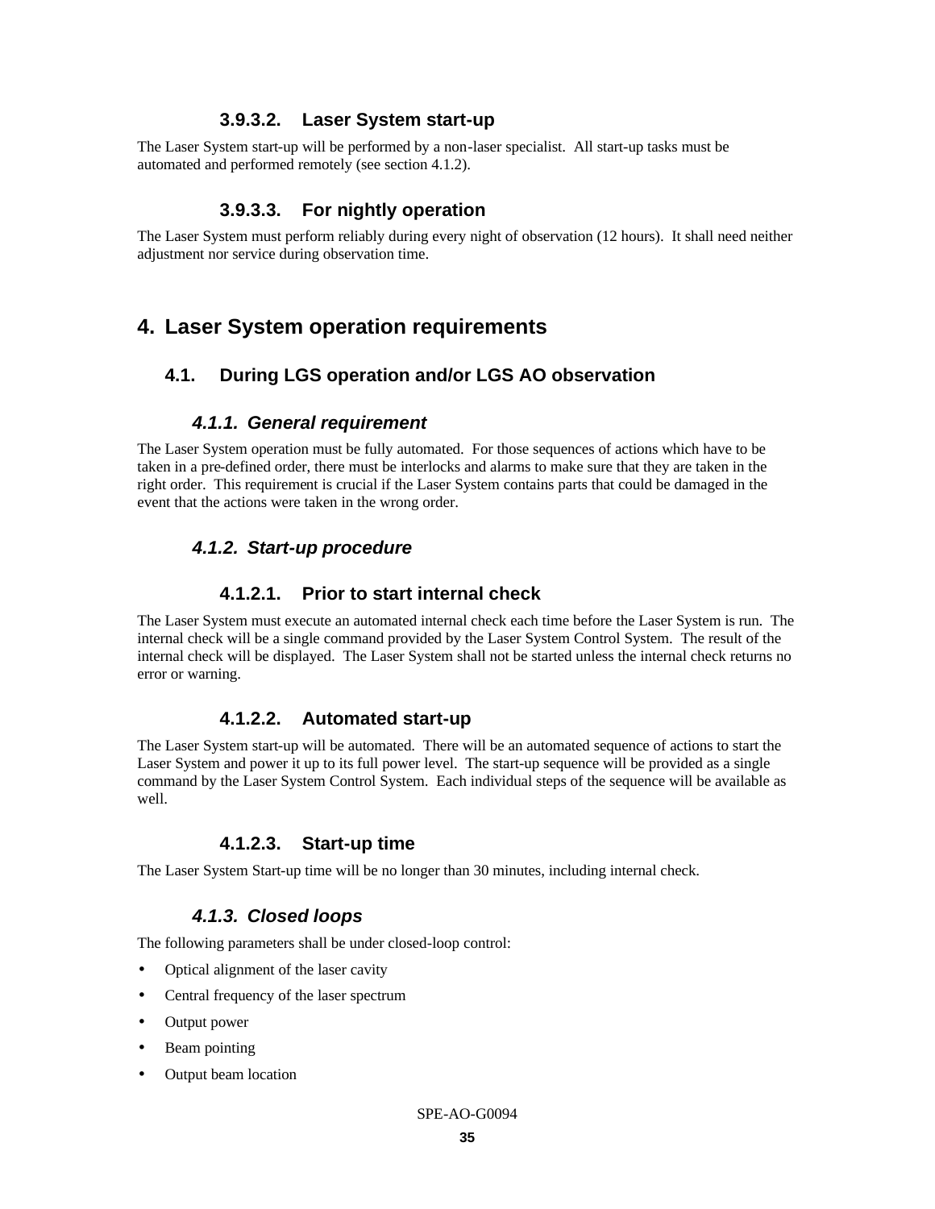#### 3.9.3.2. Laser System start-up

The Laser System start-up will be performed by a non-laser specialist. All start-up tasks must be automated and performed remotely (see section 4.1.2).

#### 3.9.3.3. For nightly operation

The Laser System must perform reliably during every night of observation (12 hours). It shall need neither adjustment nor service during observation time.

# 4. Laser System operation requirements

## 4.1. During LGS operation and/or LGS AO observation

### *4.1.1. General requirement*

The Laser System operation must be fully automated. For those sequences of actions which have to be taken in a pre-defined order, there must be interlocks and alarms to make sure that they are taken in the right order. This requirement is crucial if the Laser System contains parts that could be damaged in the event that the actions were taken in the wrong order.

### *4.1.2. Start-up procedure*

#### 4.1.2.1. Prior to start internal check

The Laser System must execute an automated internal check each time before the Laser System is run. The internal check will be a single command provided by the Laser System Control System. The result of the internal check will be displayed. The Laser System shall not be started unless the internal check returns no error or warning.

#### 4.1.2.2. Automated start-up

The Laser System start-up will be automated. There will be an automated sequence of actions to start the Laser System and power it up to its full power level. The start-up sequence will be provided as a single command by the Laser System Control System. Each individual steps of the sequence will be available as well.

#### 4.1.2.3. Start-up time

The Laser System Start-up time will be no longer than 30 minutes, including internal check.

### *4.1.3. Closed loops*

The following parameters shall be under closed-loop control:

- Optical alignment of the laser cavity
- Central frequency of the laser spectrum
- Output power
- Beam pointing
- Output beam location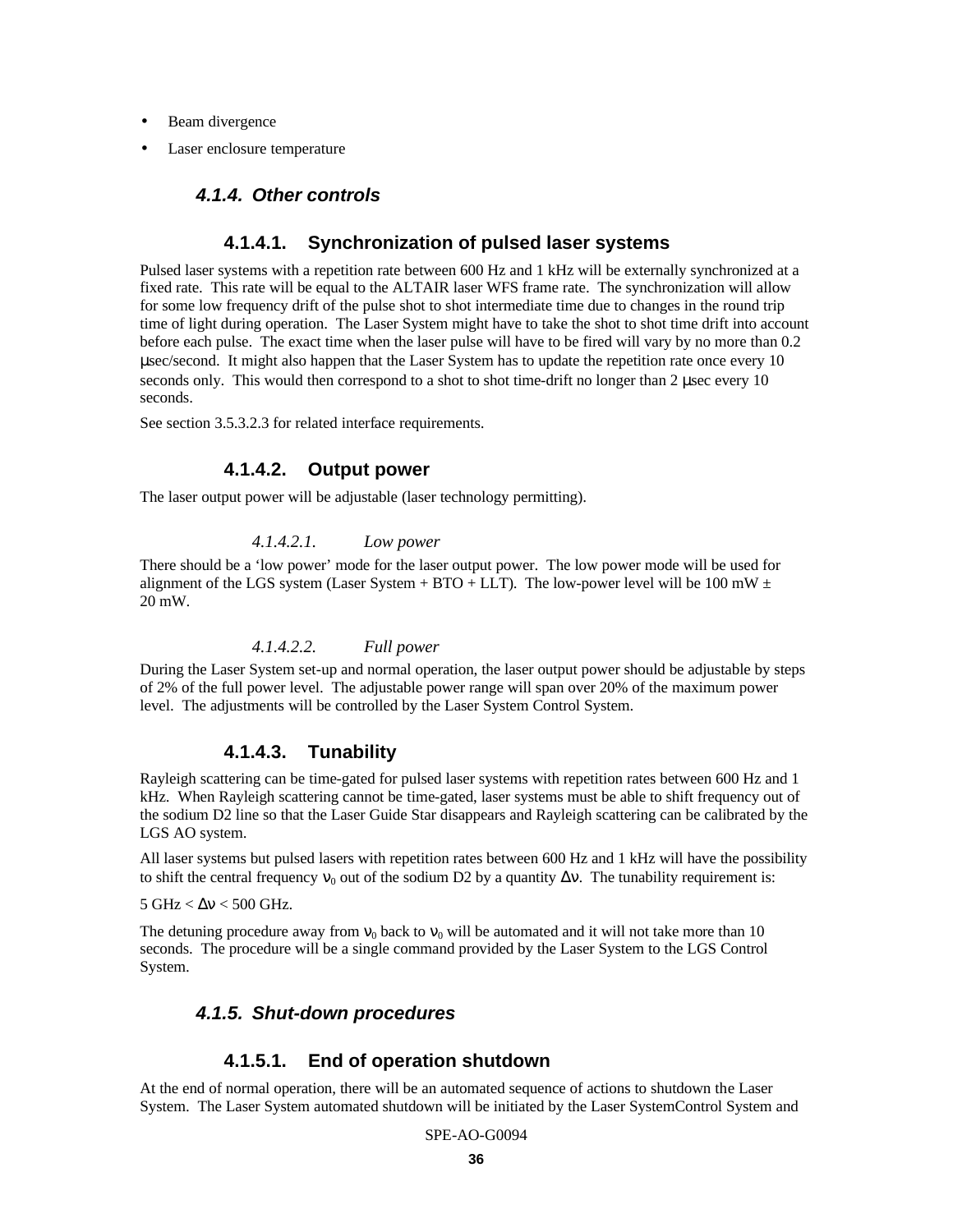- Beam divergence
- Laser enclosure temperature

### *4.1.4. Other controls*

#### 4.1.4.1. Synchronization of pulsed laser systems

Pulsed laser systems with a repetition rate between 600 Hz and 1 kHz will be externally synchronized at a fixed rate. This rate will be equal to the ALTAIR laser WFS frame rate. The synchronization will allow for some low frequency drift of the pulse shot to shot intermediate time due to changes in the round trip time of light during operation. The Laser System might have to take the shot to shot time drift into account before each pulse. The exact time when the laser pulse will have to be fired will vary by no more than 0.2 μsec/second. It might also happen that the Laser System has to update the repetition rate once every 10 seconds only. This would then correspond to a shot to shot time-drift no longer than 2 μsec every 10 seconds.

See section 3.5.3.2.3 for related interface requirements.

#### 4.1.4.2. Output power

The laser output power will be adjustable (laser technology permitting).

##### *4.1.4.2.1. Low power*

There should be a 'low power' mode for the laser output power. The low power mode will be used for alignment of the LGS system (Laser System + BTO + LLT). The low-power level will be 100 mW ± 20 mW.

##### *4.1.4.2.2. Full power*

During the Laser System set-up and normal operation, the laser output power should be adjustable by steps of 2% of the full power level. The adjustable power range will span over 20% of the maximum power level. The adjustments will be controlled by the Laser System Control System.

#### 4.1.4.3. Tunability

Rayleigh scattering can be time-gated for pulsed laser systems with repetition rates between 600 Hz and 1 kHz. When Rayleigh scattering cannot be time-gated, laser systems must be able to shift frequency out of the sodium D2 line so that the Laser Guide Star disappears and Rayleigh scattering can be calibrated by the LGS AO system.

All laser systems but pulsed lasers with repetition rates between 600 Hz and 1 kHz will have the possibility to shift the central frequency $\nu_0$ out of the sodium D2 by a quantity $\Delta\nu$. The tunability requirement is:

5 GHz < $\Delta\nu$ < 500 GHz.

The detuning procedure away from $\nu_0$ back to $\nu_0$ will be automated and it will not take more than 10 seconds. The procedure will be a single command provided by the Laser System to the LGS Control System.

### *4.1.5. Shut-down procedures*

#### 4.1.5.1. End of operation shutdown

At the end of normal operation, there will be an automated sequence of actions to shutdown the Laser System. The Laser System automated shutdown will be initiated by the Laser SystemControl System and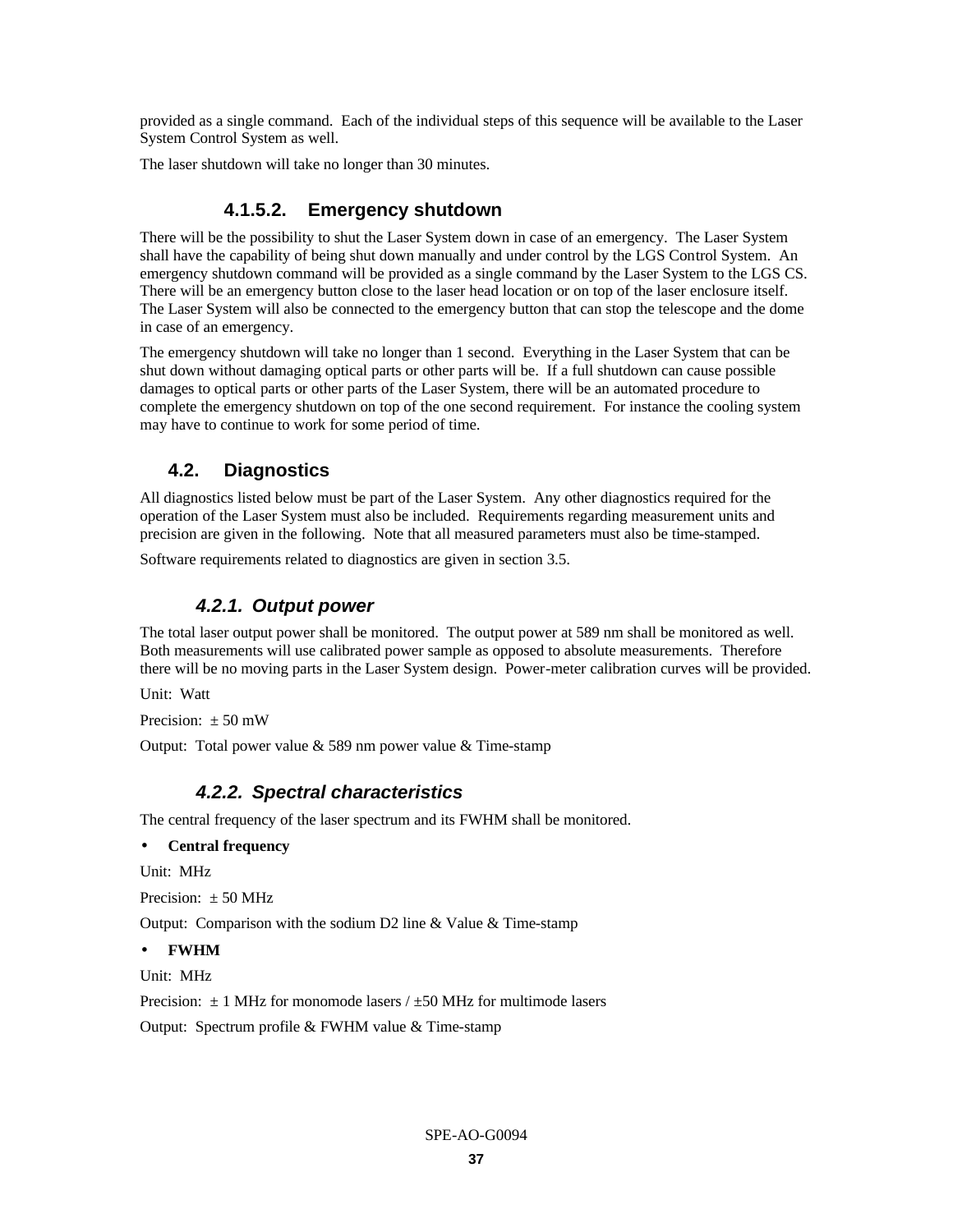provided as a single command. Each of the individual steps of this sequence will be available to the Laser System Control System as well.

The laser shutdown will take no longer than 30 minutes.

#### 4.1.5.2. Emergency shutdown

There will be the possibility to shut the Laser System down in case of an emergency. The Laser System shall have the capability of being shut down manually and under control by the LGS Control System. An emergency shutdown command will be provided as a single command by the Laser System to the LGS CS. There will be an emergency button close to the laser head location or on top of the laser enclosure itself. The Laser System will also be connected to the emergency button that can stop the telescope and the dome in case of an emergency.

The emergency shutdown will take no longer than 1 second. Everything in the Laser System that can be shut down without damaging optical parts or other parts will be. If a full shutdown can cause possible damages to optical parts or other parts of the Laser System, there will be an automated procedure to complete the emergency shutdown on top of the one second requirement. For instance the cooling system may have to continue to work for some period of time.

## 4.2. Diagnostics

All diagnostics listed below must be part of the Laser System. Any other diagnostics required for the operation of the Laser System must also be included. Requirements regarding measurement units and precision are given in the following. Note that all measured parameters must also be time-stamped.

Software requirements related to diagnostics are given in section 3.5.

### *4.2.1. Output power*

The total laser output power shall be monitored. The output power at 589 nm shall be monitored as well. Both measurements will use calibrated power sample as opposed to absolute measurements. Therefore there will be no moving parts in the Laser System design. Power-meter calibration curves will be provided.

Unit: Watt

Precision: ± 50 mW

Output: Total power value & 589 nm power value & Time-stamp

### *4.2.2. Spectral characteristics*

The central frequency of the laser spectrum and its FWHM shall be monitored.

- **Central frequency**

Unit: MHz

Precision: ± 50 MHz

Output: Comparison with the sodium D2 line & Value & Time-stamp

- **FWHM**

Unit: MHz

Precision: ± 1 MHz for monomode lasers / ±50 MHz for multimode lasers

Output: Spectrum profile & FWHM value & Time-stamp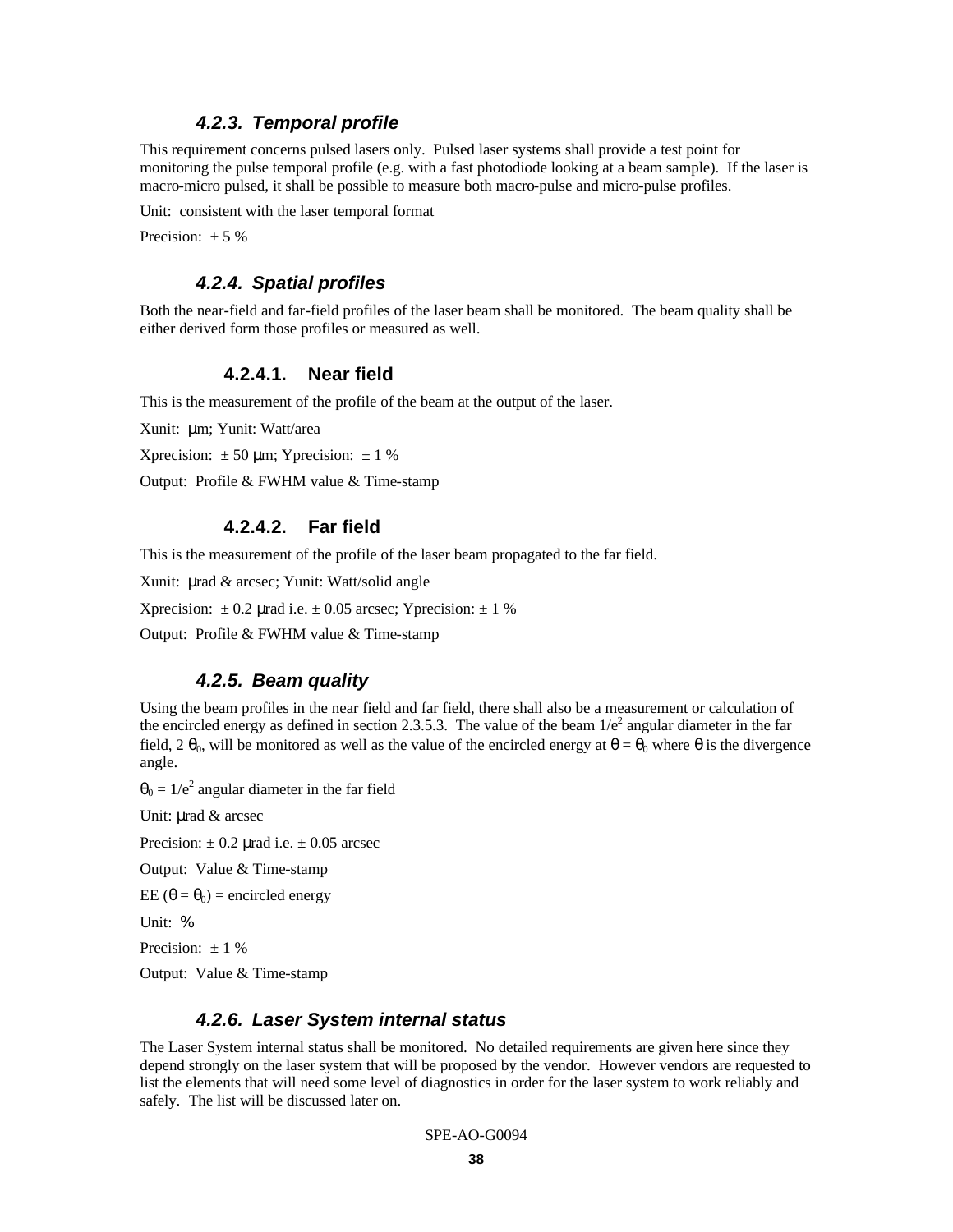### 4.2.3. Temporal profile

This requirement concerns pulsed lasers only. Pulsed laser systems shall provide a test point for monitoring the pulse temporal profile (e.g. with a fast photodiode looking at a beam sample). If the laser is macro-micro pulsed, it shall be possible to measure both macro-pulse and micro-pulse profiles.

Unit: consistent with the laser temporal format

Precision: ± 5 %

### 4.2.4. Spatial profiles

Both the near-field and far-field profiles of the laser beam shall be monitored. The beam quality shall be either derived form those profiles or measured as well.

#### 4.2.4.1. Near field

This is the measurement of the profile of the beam at the output of the laser.

Xunit: μm; Yunit: Watt/area

Xprecision: ± 50 μm; Yprecision: ± 1 %

Output: Profile & FWHM value & Time-stamp

#### 4.2.4.2. Far field

This is the measurement of the profile of the laser beam propagated to the far field.

Xunit: μrad & arcsec; Yunit: Watt/solid angle

Xprecision: ± 0.2 μrad i.e. ± 0.05 arcsec; Yprecision: ± 1 %

Output: Profile & FWHM value & Time-stamp

### 4.2.5. Beam quality

Using the beam profiles in the near field and far field, there shall also be a measurement or calculation of the encircled energy as defined in section 2.3.5.3. The value of the beam $1/e^2$ angular diameter in the far field, $2\,\theta_0$, will be monitored as well as the value of the encircled energy at $\theta = \theta_0$ where $\theta$ is the divergence angle.

$\theta_0 = 1/e^2$ angular diameter in the far field

Unit: μrad & arcsec

Precision: ± 0.2 μrad i.e. ± 0.05 arcsec

Output: Value & Time-stamp

EE ($\theta = \theta_0$) = encircled energy

Unit: %

Precision: ± 1 %

Output: Value & Time-stamp

### 4.2.6. Laser System internal status

The Laser System internal status shall be monitored. No detailed requirements are given here since they depend strongly on the laser system that will be proposed by the vendor. However vendors are requested to list the elements that will need some level of diagnostics in order for the laser system to work reliably and safely. The list will be discussed later on.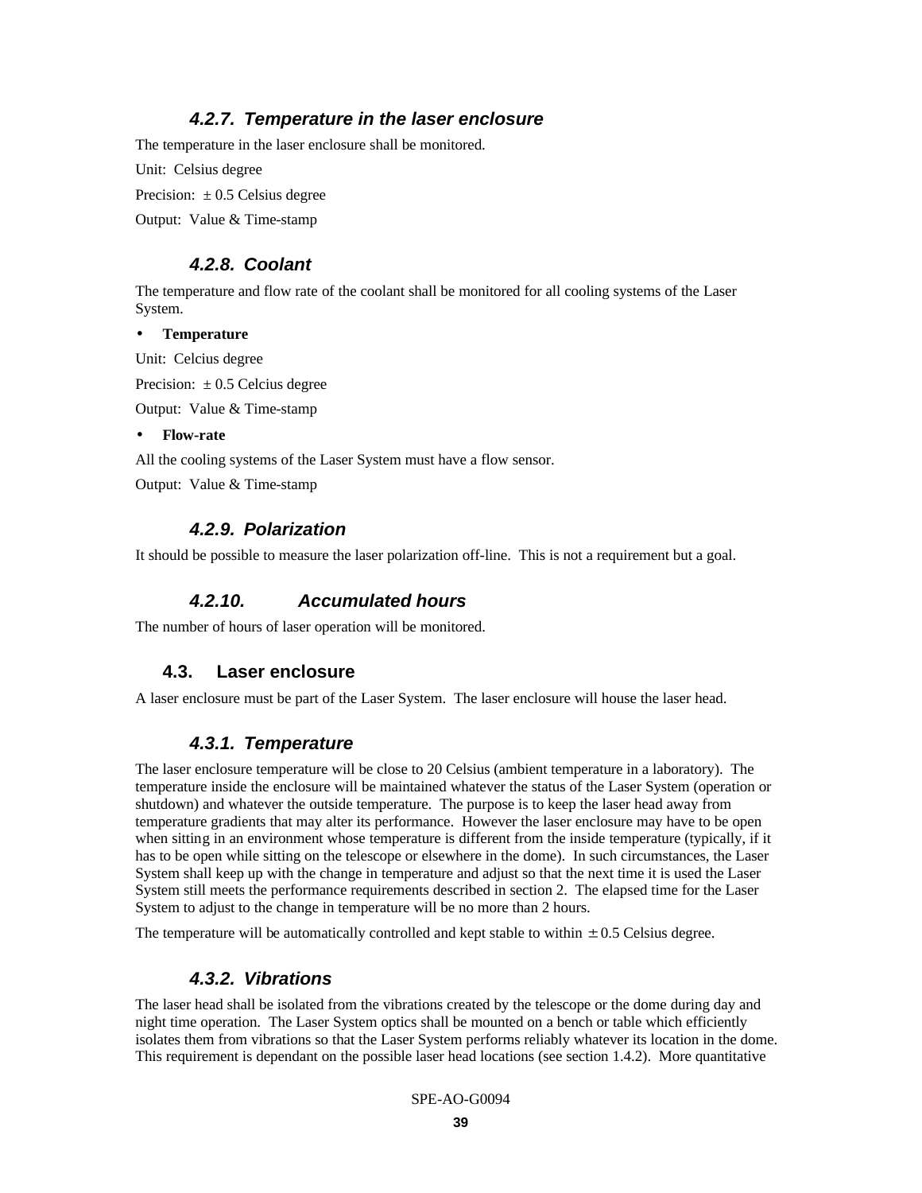### *4.2.7. Temperature in the laser enclosure*

The temperature in the laser enclosure shall be monitored.

Unit: Celsius degree

Precision: ± 0.5 Celsius degree

Output: Value & Time-stamp

### *4.2.8. Coolant*

The temperature and flow rate of the coolant shall be monitored for all cooling systems of the Laser System.

- **Temperature**

Unit: Celcius degree

Precision: ± 0.5 Celcius degree

Output: Value & Time-stamp

- **Flow-rate**

All the cooling systems of the Laser System must have a flow sensor.

Output: Value & Time-stamp

### *4.2.9. Polarization*

It should be possible to measure the laser polarization off-line. This is not a requirement but a goal.

### *4.2.10. Accumulated hours*

The number of hours of laser operation will be monitored.

## 4.3. Laser enclosure

A laser enclosure must be part of the Laser System. The laser enclosure will house the laser head.

### *4.3.1. Temperature*

The laser enclosure temperature will be close to 20 Celsius (ambient temperature in a laboratory). The temperature inside the enclosure will be maintained whatever the status of the Laser System (operation or shutdown) and whatever the outside temperature. The purpose is to keep the laser head away from temperature gradients that may alter its performance. However the laser enclosure may have to be open when sitting in an environment whose temperature is different from the inside temperature (typically, if it has to be open while sitting on the telescope or elsewhere in the dome). In such circumstances, the Laser System shall keep up with the change in temperature and adjust so that the next time it is used the Laser System still meets the performance requirements described in section 2. The elapsed time for the Laser System to adjust to the change in temperature will be no more than 2 hours.

The temperature will be automatically controlled and kept stable to within ± 0.5 Celsius degree.

### *4.3.2. Vibrations*

The laser head shall be isolated from the vibrations created by the telescope or the dome during day and night time operation. The Laser System optics shall be mounted on a bench or table which efficiently isolates them from vibrations so that the Laser System performs reliably whatever its location in the dome. This requirement is dependant on the possible laser head locations (see section 1.4.2). More quantitative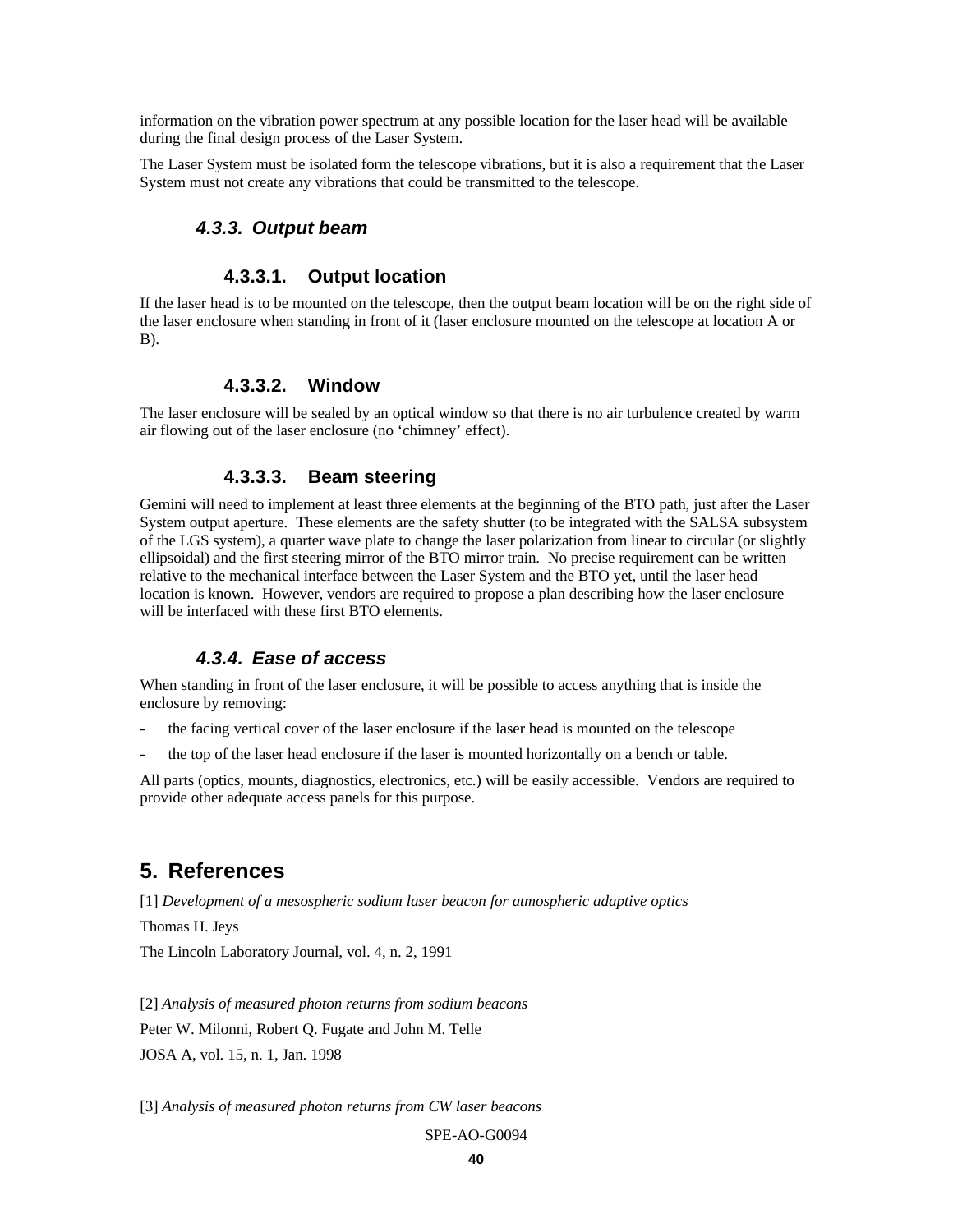information on the vibration power spectrum at any possible location for the laser head will be available during the final design process of the Laser System.

The Laser System must be isolated form the telescope vibrations, but it is also a requirement that the Laser System must not create any vibrations that could be transmitted to the telescope.

### 4.3.3. Output beam

#### 4.3.3.1. Output location

If the laser head is to be mounted on the telescope, then the output beam location will be on the right side of the laser enclosure when standing in front of it (laser enclosure mounted on the telescope at location A or B).

#### 4.3.3.2. Window

The laser enclosure will be sealed by an optical window so that there is no air turbulence created by warm air flowing out of the laser enclosure (no 'chimney' effect).

#### 4.3.3.3. Beam steering

Gemini will need to implement at least three elements at the beginning of the BTO path, just after the Laser System output aperture. These elements are the safety shutter (to be integrated with the SALSA subsystem of the LGS system), a quarter wave plate to change the laser polarization from linear to circular (or slightly ellipsoidal) and the first steering mirror of the BTO mirror train. No precise requirement can be written relative to the mechanical interface between the Laser System and the BTO yet, until the laser head location is known. However, vendors are required to propose a plan describing how the laser enclosure will be interfaced with these first BTO elements.

### 4.3.4. Ease of access

When standing in front of the laser enclosure, it will be possible to access anything that is inside the enclosure by removing:

- the facing vertical cover of the laser enclosure if the laser head is mounted on the telescope
- the top of the laser head enclosure if the laser is mounted horizontally on a bench or table.

All parts (optics, mounts, diagnostics, electronics, etc.) will be easily accessible. Vendors are required to provide other adequate access panels for this purpose.

## 5. References

[1] *Development of a mesospheric sodium laser beacon for atmospheric adaptive optics*

Thomas H. Jeys

The Lincoln Laboratory Journal, vol. 4, n. 2, 1991

[2] *Analysis of measured photon returns from sodium beacons*

Peter W. Milonni, Robert Q. Fugate and John M. Telle

JOSA A, vol. 15, n. 1, Jan. 1998

[3] *Analysis of measured photon returns from CW laser beacons*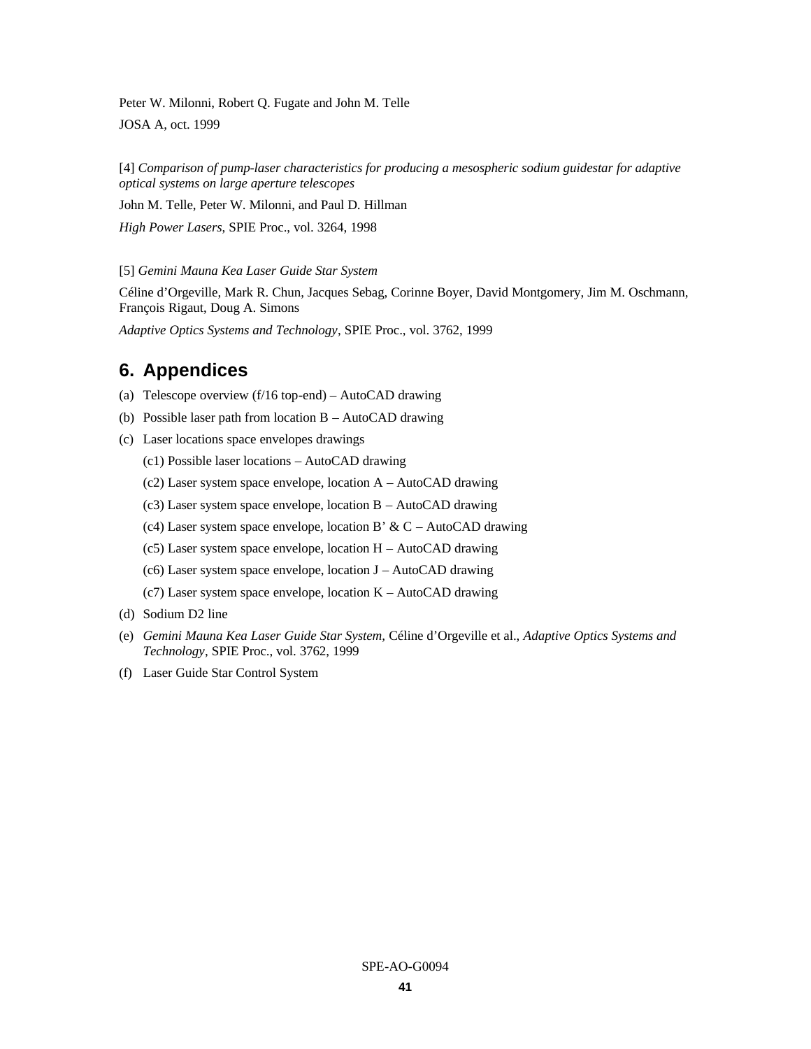Peter W. Milonni, Robert Q. Fugate and John M. Telle

JOSA A, oct. 1999

[4] *Comparison of pump-laser characteristics for producing a mesospheric sodium guidestar for adaptive optical systems on large aperture telescopes*

John M. Telle, Peter W. Milonni, and Paul D. Hillman

*High Power Lasers*, SPIE Proc., vol. 3264, 1998

[5] *Gemini Mauna Kea Laser Guide Star System*

Céline d'Orgeville, Mark R. Chun, Jacques Sebag, Corinne Boyer, David Montgomery, Jim M. Oschmann, François Rigaut, Doug A. Simons

*Adaptive Optics Systems and Technology*, SPIE Proc., vol. 3762, 1999

## 6. Appendices

(a) Telescope overview (f/16 top-end) – AutoCAD drawing

(b) Possible laser path from location B – AutoCAD drawing

(c) Laser locations space envelopes drawings

  (c1) Possible laser locations – AutoCAD drawing

  (c2) Laser system space envelope, location A – AutoCAD drawing

  (c3) Laser system space envelope, location B – AutoCAD drawing

  (c4) Laser system space envelope, location B' & C – AutoCAD drawing

  (c5) Laser system space envelope, location H – AutoCAD drawing

  (c6) Laser system space envelope, location J – AutoCAD drawing

  (c7) Laser system space envelope, location K – AutoCAD drawing

(d) Sodium D2 line

(e) *Gemini Mauna Kea Laser Guide Star System*, Céline d'Orgeville et al., *Adaptive Optics Systems and Technology*, SPIE Proc., vol. 3762, 1999

(f) Laser Guide Star Control System